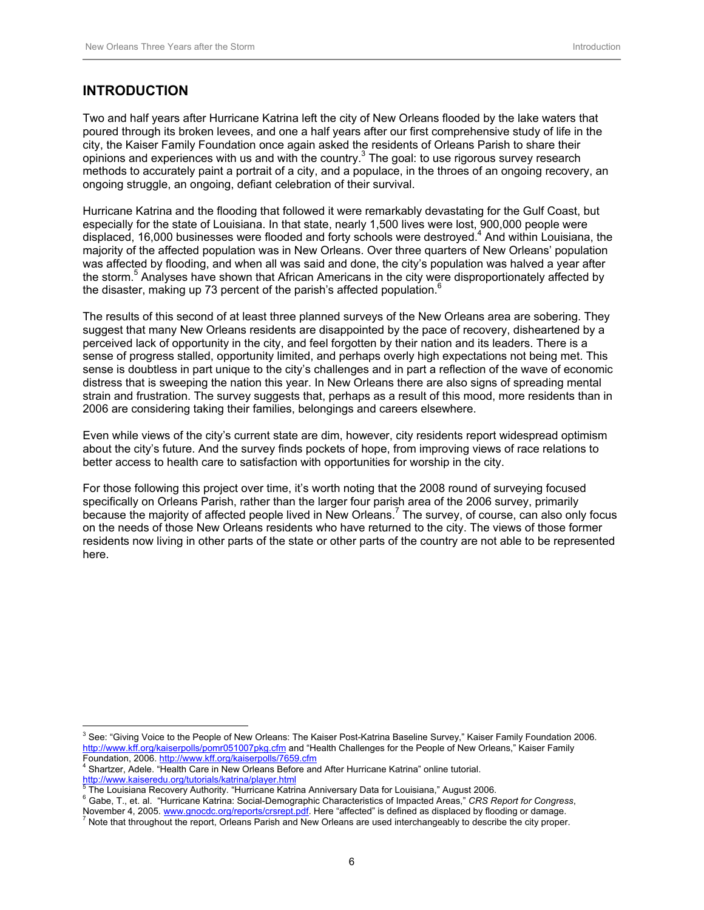# INTRODUCTION

Two and half years after Hurricane Katrina left the city of New Orleans flooded by the lake waters that poured through its broken levees, and one a half years after our first comprehensive study of life in the city, the Kaiser Family Foundation once again asked the residents of Orleans Parish to share their opinions and experiences with us and with the country.[3] The goal: to use rigorous survey research methods to accurately paint a portrait of a city, and a populace, in the throes of an ongoing recovery, an ongoing struggle, an ongoing, defiant celebration of their survival.

Hurricane Katrina and the flooding that followed it were remarkably devastating for the Gulf Coast, but especially for the state of Louisiana. In that state, nearly 1,500 lives were lost, 900,000 people were displaced, 16,000 businesses were flooded and forty schools were destroyed.[4] And within Louisiana, the majority of the affected population was in New Orleans. Over three quarters of New Orleans' population was affected by flooding, and when all was said and done, the city's population was halved a year after the storm.[5] Analyses have shown that African Americans in the city were disproportionately affected by the disaster, making up 73 percent of the parish's affected population.[6]

The results of this second of at least three planned surveys of the New Orleans area are sobering. They suggest that many New Orleans residents are disappointed by the pace of recovery, disheartened by a perceived lack of opportunity in the city, and feel forgotten by their nation and its leaders. There is a sense of progress stalled, opportunity limited, and perhaps overly high expectations not being met. This sense is doubtless in part unique to the city's challenges and in part a reflection of the wave of economic distress that is sweeping the nation this year. In New Orleans there are also signs of spreading mental strain and frustration. The survey suggests that, perhaps as a result of this mood, more residents than in 2006 are considering taking their families, belongings and careers elsewhere.

Even while views of the city's current state are dim, however, city residents report widespread optimism about the city's future. And the survey finds pockets of hope, from improving views of race relations to better access to health care to satisfaction with opportunities for worship in the city.

For those following this project over time, it's worth noting that the 2008 round of surveying focused specifically on Orleans Parish, rather than the larger four parish area of the 2006 survey, primarily because the majority of affected people lived in New Orleans.[7] The survey, of course, can also only focus on the needs of those New Orleans residents who have returned to the city. The views of those former residents now living in other parts of the state or other parts of the country are not able to be represented here.

---

[3] See: "Giving Voice to the People of New Orleans: The Kaiser Post-Katrina Baseline Survey," Kaiser Family Foundation 2006. http://www.kff.org/kaiserpolls/pomr051007pkg.cfm and "Health Challenges for the People of New Orleans," Kaiser Family Foundation, 2006. http://www.kff.org/kaiserpolls/7659.cfm

[4] Shartzer, Adele. "Health Care in New Orleans Before and After Hurricane Katrina" online tutorial. http://www.kaiseredu.org/tutorials/katrina/player.html

[5] The Louisiana Recovery Authority. "Hurricane Katrina Anniversary Data for Louisiana," August 2006.

[6] Gabe, T., et. al. "Hurricane Katrina: Social-Demographic Characteristics of Impacted Areas," *CRS Report for Congress*, November 4, 2005. www.gnocdc.org/reports/crsrept.pdf. Here "affected" is defined as displaced by flooding or damage.

[7] Note that throughout the report, Orleans Parish and New Orleans are used interchangeably to describe the city proper.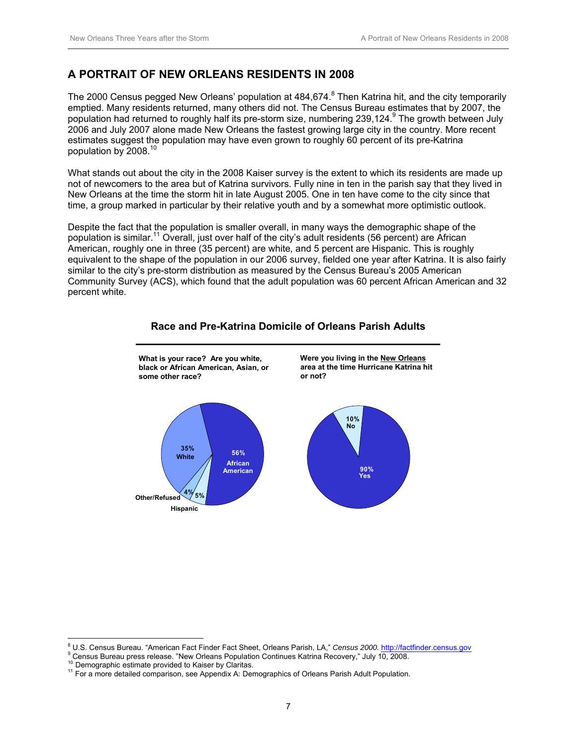# A PORTRAIT OF NEW ORLEANS RESIDENTS IN 2008

The 2000 Census pegged New Orleans' population at 484,674.[8] Then Katrina hit, and the city temporarily emptied. Many residents returned, many others did not. The Census Bureau estimates that by 2007, the population had returned to roughly half its pre-storm size, numbering 239,124.[9] The growth between July 2006 and July 2007 alone made New Orleans the fastest growing large city in the country. More recent estimates suggest the population may have even grown to roughly 60 percent of its pre-Katrina population by 2008.[10]

What stands out about the city in the 2008 Kaiser survey is the extent to which its residents are made up not of newcomers to the area but of Katrina survivors. Fully nine in ten in the parish say that they lived in New Orleans at the time the storm hit in late August 2005. One in ten have come to the city since that time, a group marked in particular by their relative youth and by a somewhat more optimistic outlook.

Despite the fact that the population is smaller overall, in many ways the demographic shape of the population is similar.[11] Overall, just over half of the city's adult residents (56 percent) are African American, roughly one in three (35 percent) are white, and 5 percent are Hispanic. This is roughly equivalent to the shape of the population in our 2006 survey, fielded one year after Katrina. It is also fairly similar to the city's pre-storm distribution as measured by the Census Bureau's 2005 American Community Survey (ACS), which found that the adult population was 60 percent African American and 32 percent white.

**Race and Pre-Katrina Domicile of Orleans Parish Adults**

**What is your race? Are you white, black or African American, Asian, or some other race?**

| Race | Percent |
|---|---|
| African American | 56% |
| White | 35% |
| Hispanic | 5% |
| Other/Refused | 4% |

**Were you living in the New Orleans area at the time Hurricane Katrina hit or not?**

| Response | Percent |
|---|---|
| Yes | 90% |
| No | 10% |

---

[8] U.S. Census Bureau. "American Fact Finder Fact Sheet, Orleans Parish, LA," *Census 2000.* http://factfinder.census.gov

[9] Census Bureau press release. "New Orleans Population Continues Katrina Recovery," July 10, 2008.

[10] Demographic estimate provided to Kaiser by Claritas.

[11] For a more detailed comparison, see Appendix A: Demographics of Orleans Parish Adult Population.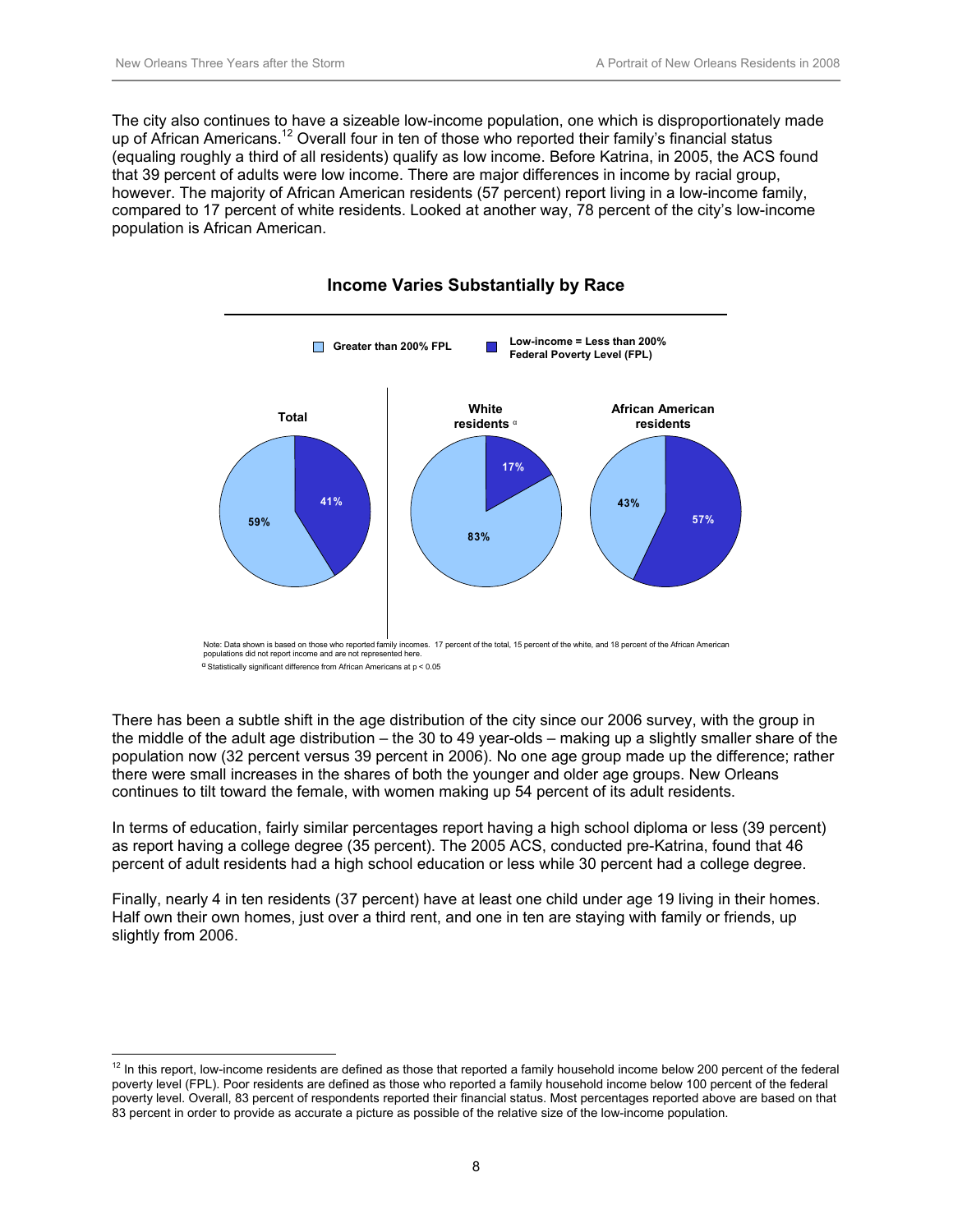The city also continues to have a sizeable low-income population, one which is disproportionately made up of African Americans.[12] Overall four in ten of those who reported their family's financial status (equaling roughly a third of all residents) qualify as low income. Before Katrina, in 2005, the ACS found that 39 percent of adults were low income. There are major differences in income by racial group, however. The majority of African American residents (57 percent) report living in a low-income family, compared to 17 percent of white residents. Looked at another way, 78 percent of the city's low-income population is African American.

**Income Varies Substantially by Race**

| | Greater than 200% FPL | Low-income = Less than 200% Federal Poverty Level (FPL) |
|---|---|---|
| Total | 59% | 41% |
| White residents [a] | 83% | 17% |
| African American residents | 43% | 57% |

Note: Data shown is based on those who reported family incomes. 17 percent of the total, 15 percent of the white, and 18 percent of the African American populations did not report income and are not represented here.

[a] Statistically significant difference from African Americans at $p < 0.05$

There has been a subtle shift in the age distribution of the city since our 2006 survey, with the group in the middle of the adult age distribution – the 30 to 49 year-olds – making up a slightly smaller share of the population now (32 percent versus 39 percent in 2006). No one age group made up the difference; rather there were small increases in the shares of both the younger and older age groups. New Orleans continues to tilt toward the female, with women making up 54 percent of its adult residents.

In terms of education, fairly similar percentages report having a high school diploma or less (39 percent) as report having a college degree (35 percent). The 2005 ACS, conducted pre-Katrina, found that 46 percent of adult residents had a high school education or less while 30 percent had a college degree.

Finally, nearly 4 in ten residents (37 percent) have at least one child under age 19 living in their homes. Half own their own homes, just over a third rent, and one in ten are staying with family or friends, up slightly from 2006.

---

[12] In this report, low-income residents are defined as those that reported a family household income below 200 percent of the federal poverty level (FPL). Poor residents are defined as those who reported a family household income below 100 percent of the federal poverty level. Overall, 83 percent of respondents reported their financial status. Most percentages reported above are based on that 83 percent in order to provide as accurate a picture as possible of the relative size of the low-income population.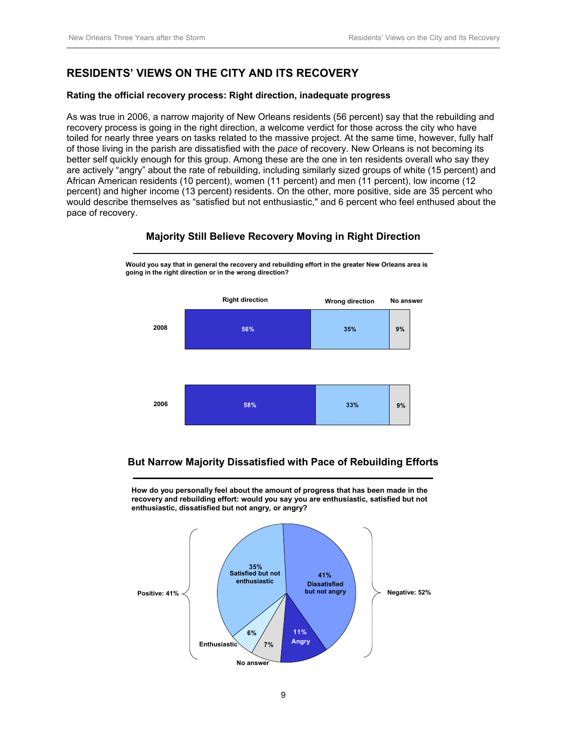## RESIDENTS' VIEWS ON THE CITY AND ITS RECOVERY

### Rating the official recovery process: Right direction, inadequate progress

As was true in 2006, a narrow majority of New Orleans residents (56 percent) say that the rebuilding and recovery process is going in the right direction, a welcome verdict for those across the city who have toiled for nearly three years on tasks related to the massive project. At the same time, however, fully half of those living in the parish are dissatisfied with the *pace* of recovery. New Orleans is not becoming its better self quickly enough for this group. Among these are the one in ten residents overall who say they are actively "angry" about the rate of rebuilding, including similarly sized groups of white (15 percent) and African American residents (10 percent), women (11 percent) and men (11 percent), low income (12 percent) and higher income (13 percent) residents. On the other, more positive, side are 35 percent who would describe themselves as "satisfied but not enthusiastic," and 6 percent who feel enthused about the pace of recovery.

**Majority Still Believe Recovery Moving in Right Direction**

**Would you say that in general the recovery and rebuilding effort in the greater New Orleans area is going in the right direction or in the wrong direction?**

| | Right direction | Wrong direction | No answer |
|---|---|---|---|
| 2008 | 56% | 35% | 9% |
| 2006 | 58% | 33% | 9% |

**But Narrow Majority Dissatisfied with Pace of Rebuilding Efforts**

**How do you personally feel about the amount of progress that has been made in the recovery and rebuilding effort: would you say you are enthusiastic, satisfied but not enthusiastic, dissatisfied but not angry, or angry?**

| Response | Percent |
|---|---|
| Enthusiastic | 6% |
| Satisfied but not enthusiastic | 35% |
| **Positive** | **41%** |
| Dissatisfied but not angry | 41% |
| Angry | 11% |
| **Negative** | **52%** |
| No answer | 7% |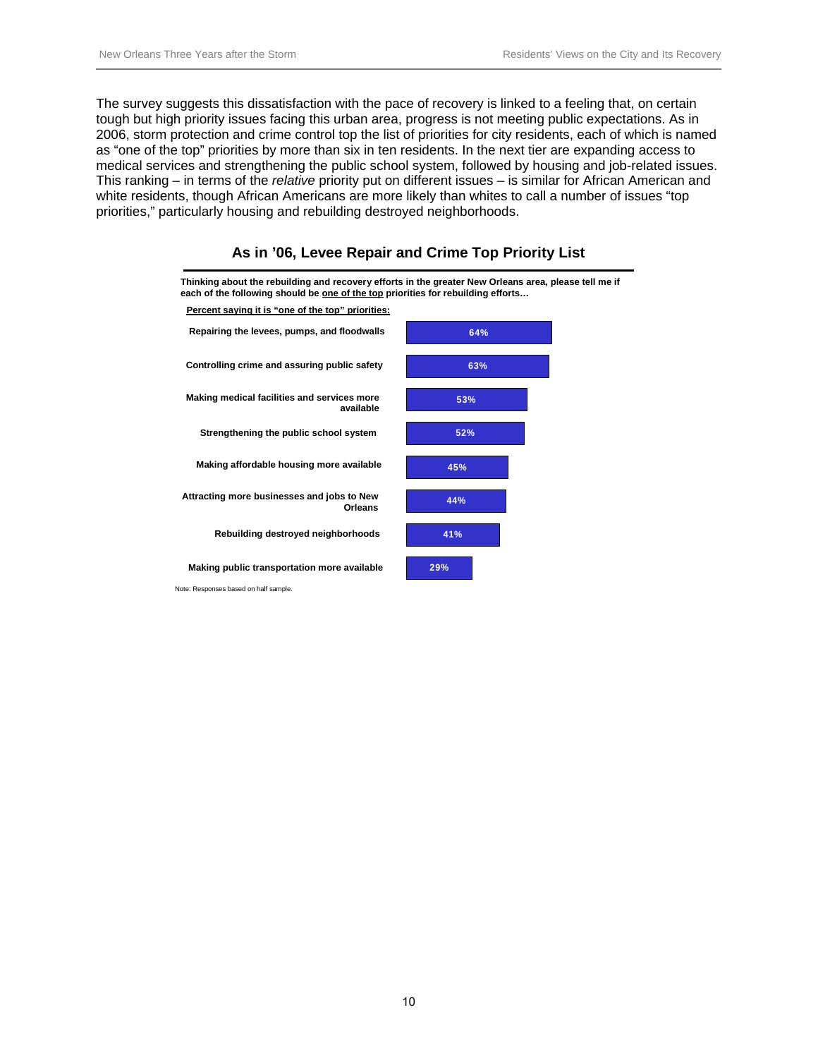The survey suggests this dissatisfaction with the pace of recovery is linked to a feeling that, on certain tough but high priority issues facing this urban area, progress is not meeting public expectations. As in 2006, storm protection and crime control top the list of priorities for city residents, each of which is named as "one of the top" priorities by more than six in ten residents. In the next tier are expanding access to medical services and strengthening the public school system, followed by housing and job-related issues. This ranking – in terms of the *relative* priority put on different issues – is similar for African American and white residents, though African Americans are more likely than whites to call a number of issues "top priorities," particularly housing and rebuilding destroyed neighborhoods.

### As in '06, Levee Repair and Crime Top Priority List

**Thinking about the rebuilding and recovery efforts in the greater New Orleans area, please tell me if each of the following should be one of the top priorities for rebuilding efforts…**

| Percent saying it is "one of the top" priorities: | |
|---|---|
| Repairing the levees, pumps, and floodwalls | 64% |
| Controlling crime and assuring public safety | 63% |
| Making medical facilities and services more available | 53% |
| Strengthening the public school system | 52% |
| Making affordable housing more available | 45% |
| Attracting more businesses and jobs to New Orleans | 44% |
| Rebuilding destroyed neighborhoods | 41% |
| Making public transportation more available | 29% |

Note: Responses based on half sample.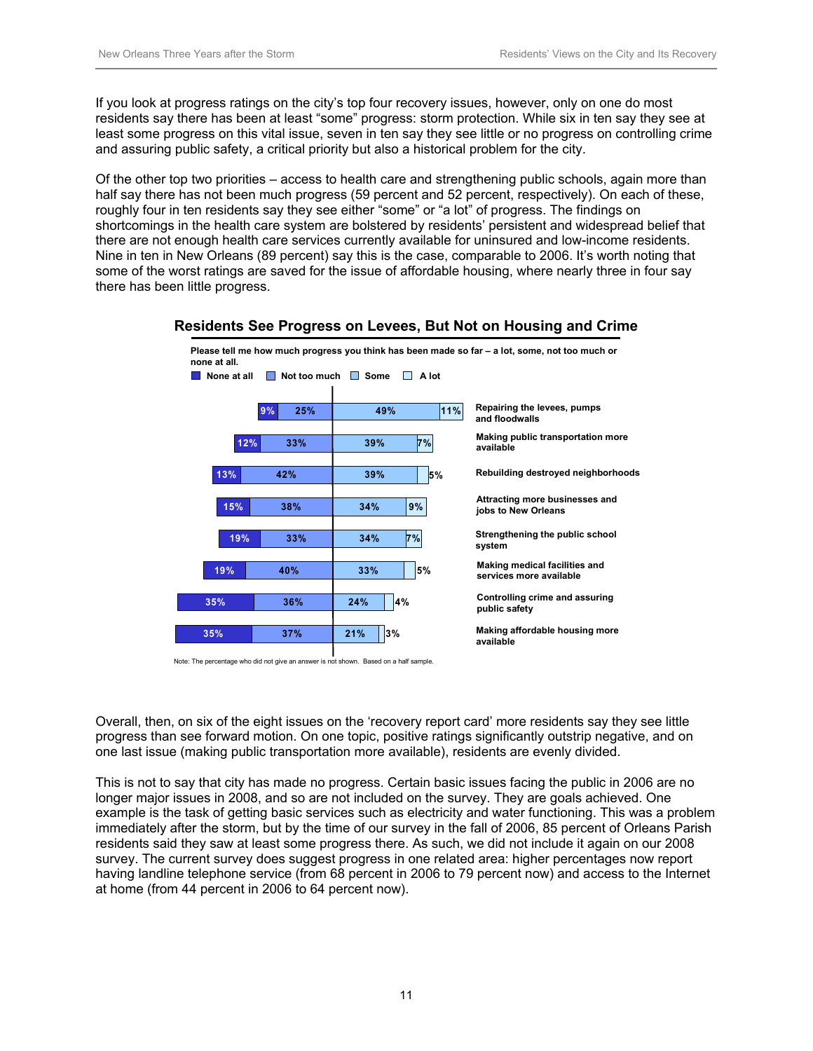If you look at progress ratings on the city's top four recovery issues, however, only on one do most residents say there has been at least "some" progress: storm protection. While six in ten say they see at least some progress on this vital issue, seven in ten say they see little or no progress on controlling crime and assuring public safety, a critical priority but also a historical problem for the city.

Of the other top two priorities – access to health care and strengthening public schools, again more than half say there has not been much progress (59 percent and 52 percent, respectively). On each of these, roughly four in ten residents say they see either "some" or "a lot" of progress. The findings on shortcomings in the health care system are bolstered by residents' persistent and widespread belief that there are not enough health care services currently available for uninsured and low-income residents. Nine in ten in New Orleans (89 percent) say this is the case, comparable to 2006. It's worth noting that some of the worst ratings are saved for the issue of affordable housing, where nearly three in four say there has been little progress.

**Residents See Progress on Levees, But Not on Housing and Crime**

**Please tell me how much progress you think has been made so far – a lot, some, not too much or none at all.**

| | None at all | Not too much | Some | A lot |
|---|---|---|---|---|
| Repairing the levees, pumps and floodwalls | 9% | 25% | 49% | 11% |
| Making public transportation more available | 12% | 33% | 39% | 7% |
| Rebuilding destroyed neighborhoods | 13% | 42% | 39% | 5% |
| Attracting more businesses and jobs to New Orleans | 15% | 38% | 34% | 9% |
| Strengthening the public school system | 19% | 33% | 34% | 7% |
| Making medical facilities and services more available | 19% | 40% | 33% | 5% |
| Controlling crime and assuring public safety | 35% | 36% | 24% | 4% |
| Making affordable housing more available | 35% | 37% | 21% | 3% |

Note: The percentage who did not give an answer is not shown. Based on a half sample.

Overall, then, on six of the eight issues on the 'recovery report card' more residents say they see little progress than see forward motion. On one topic, positive ratings significantly outstrip negative, and on one last issue (making public transportation more available), residents are evenly divided.

This is not to say that city has made no progress. Certain basic issues facing the public in 2006 are no longer major issues in 2008, and so are not included on the survey. They are goals achieved. One example is the task of getting basic services such as electricity and water functioning. This was a problem immediately after the storm, but by the time of our survey in the fall of 2006, 85 percent of Orleans Parish residents said they saw at least some progress there. As such, we did not include it again on our 2008 survey. The current survey does suggest progress in one related area: higher percentages now report having landline telephone service (from 68 percent in 2006 to 79 percent now) and access to the Internet at home (from 44 percent in 2006 to 64 percent now).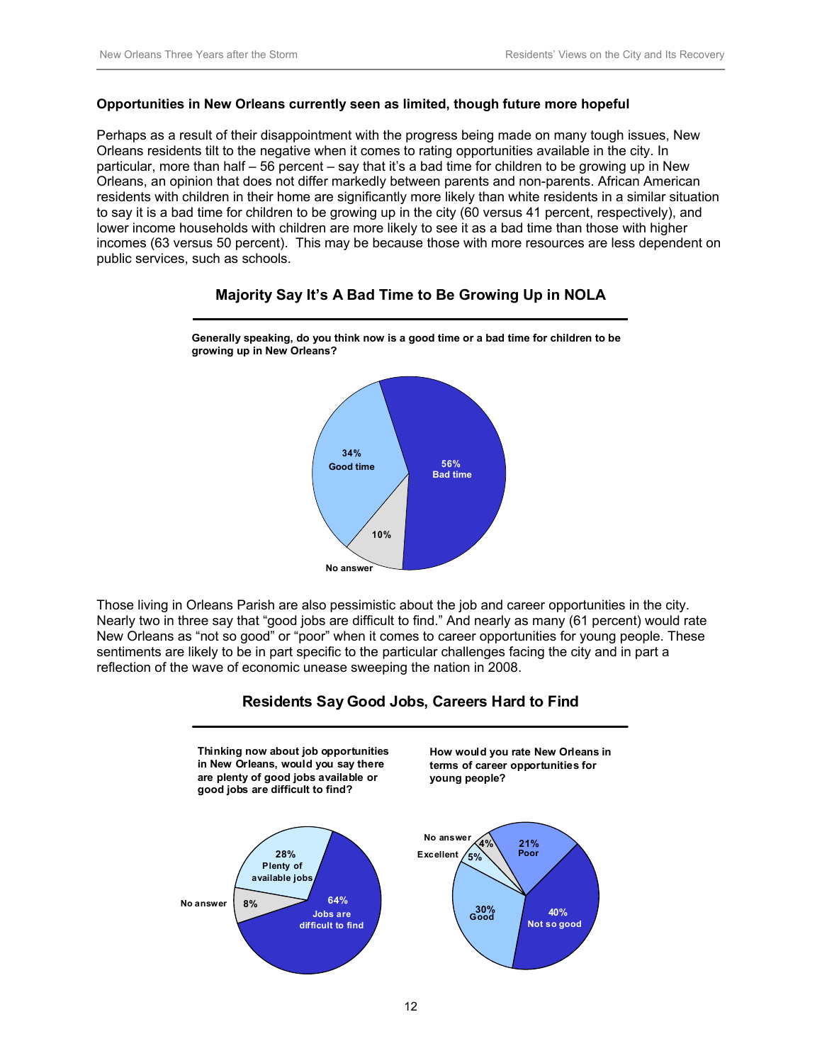**Opportunities in New Orleans currently seen as limited, though future more hopeful**

Perhaps as a result of their disappointment with the progress being made on many tough issues, New Orleans residents tilt to the negative when it comes to rating opportunities available in the city. In particular, more than half – 56 percent – say that it's a bad time for children to be growing up in New Orleans, an opinion that does not differ markedly between parents and non-parents. African American residents with children in their home are significantly more likely than white residents in a similar situation to say it is a bad time for children to be growing up in the city (60 versus 41 percent, respectively), and lower income households with children are more likely to see it as a bad time than those with higher incomes (63 versus 50 percent). This may be because those with more resources are less dependent on public services, such as schools.

**Majority Say It's A Bad Time to Be Growing Up in NOLA**

**Generally speaking, do you think now is a good time or a bad time for children to be growing up in New Orleans?**

34% Good time

56% Bad time

10% No answer

Those living in Orleans Parish are also pessimistic about the job and career opportunities in the city. Nearly two in three say that "good jobs are difficult to find." And nearly as many (61 percent) would rate New Orleans as "not so good" or "poor" when it comes to career opportunities for young people. These sentiments are likely to be in part specific to the particular challenges facing the city and in part a reflection of the wave of economic unease sweeping the nation in 2008.

**Residents Say Good Jobs, Careers Hard to Find**

**Thinking now about job opportunities in New Orleans, would you say there are plenty of good jobs available or good jobs are difficult to find?**

28% Plenty of available jobs

64% Jobs are difficult to find

8% No answer

**How would you rate New Orleans in terms of career opportunities for young people?**

4% No answer

5% Excellent

21% Poor

30% Good

40% Not so good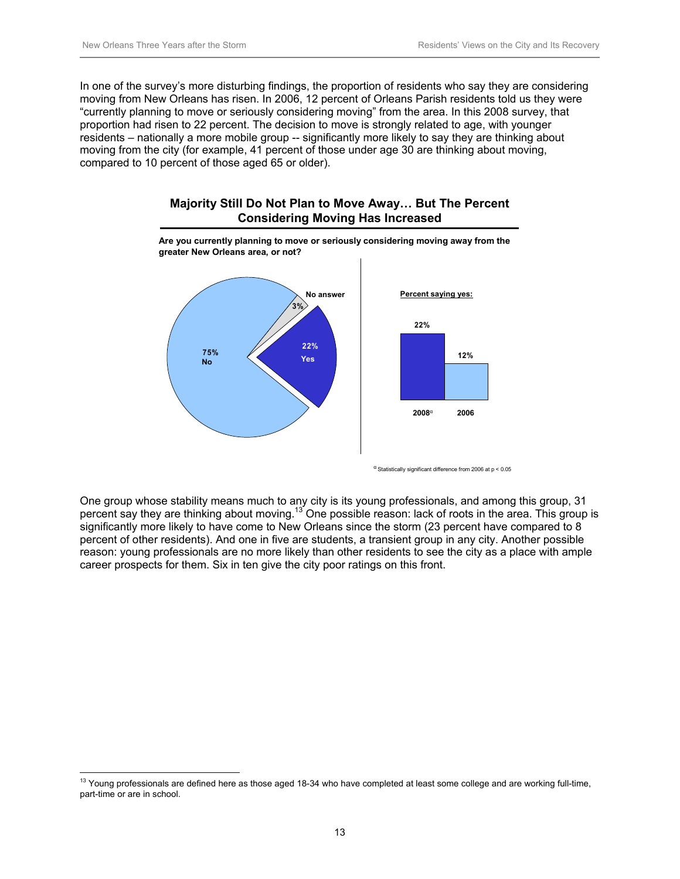In one of the survey's more disturbing findings, the proportion of residents who say they are considering moving from New Orleans has risen. In 2006, 12 percent of Orleans Parish residents told us they were "currently planning to move or seriously considering moving" from the area. In this 2008 survey, that proportion had risen to 22 percent. The decision to move is strongly related to age, with younger residents – nationally a more mobile group -- significantly more likely to say they are thinking about moving from the city (for example, 41 percent of those under age 30 are thinking about moving, compared to 10 percent of those aged 65 or older).

**Majority Still Do Not Plan to Move Away… But The Percent Considering Moving Has Increased**

**Are you currently planning to move or seriously considering moving away from the greater New Orleans area, or not?**

| Response | Percent |
|---|---|
| No | 75% |
| Yes | 22% |
| No answer | 3% |

**Percent saying yes:**

| Year | Percent |
|---|---|
| 2008[α] | 22% |
| 2006 | 12% |

[α] Statistically significant difference from 2006 at $p < 0.05$

One group whose stability means much to any city is its young professionals, and among this group, 31 percent say they are thinking about moving.[13] One possible reason: lack of roots in the area. This group is significantly more likely to have come to New Orleans since the storm (23 percent have compared to 8 percent of other residents). And one in five are students, a transient group in any city. Another possible reason: young professionals are no more likely than other residents to see the city as a place with ample career prospects for them. Six in ten give the city poor ratings on this front.

[13] Young professionals are defined here as those aged 18-34 who have completed at least some college and are working full-time, part-time or are in school.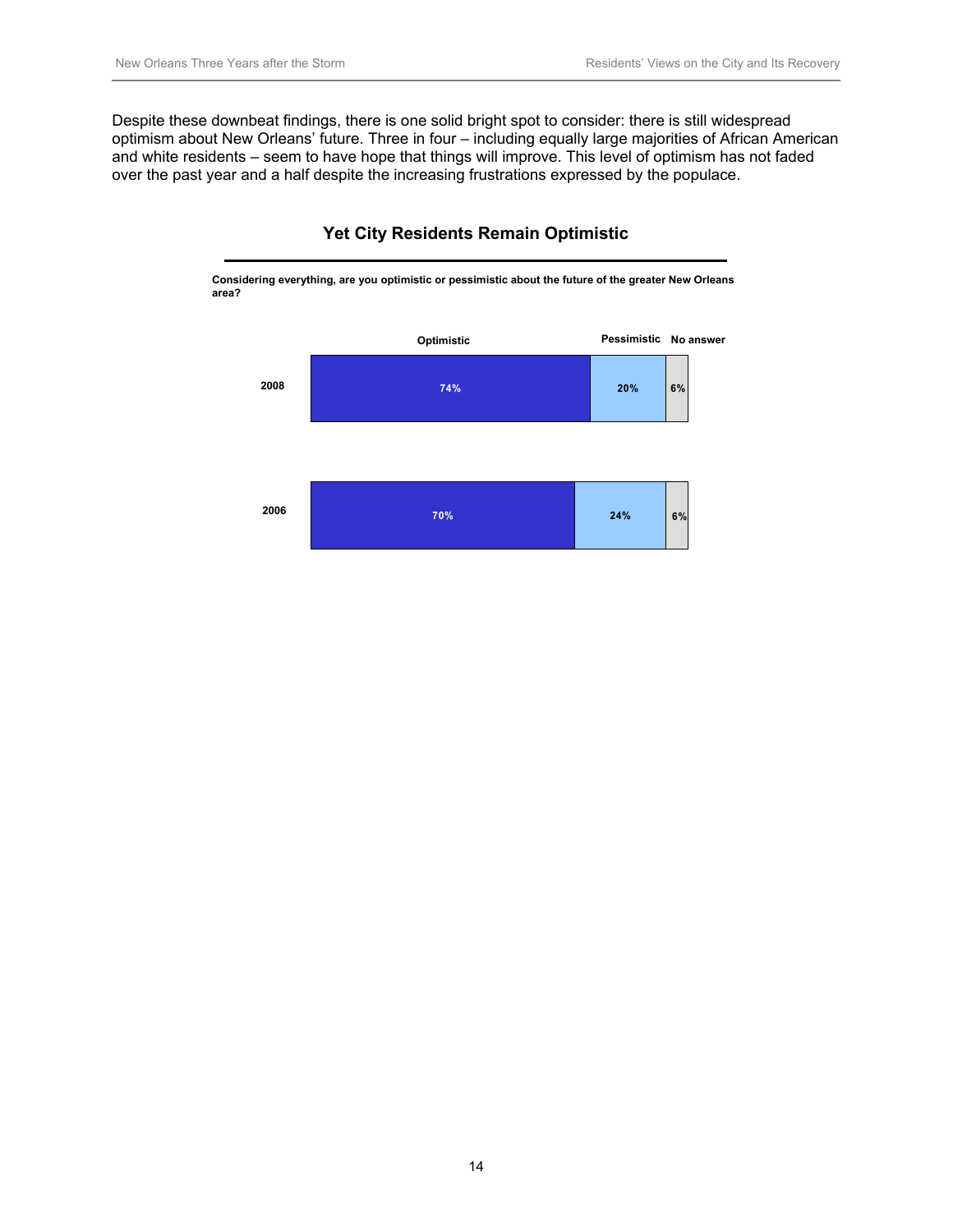Despite these downbeat findings, there is one solid bright spot to consider: there is still widespread optimism about New Orleans' future. Three in four – including equally large majorities of African American and white residents – seem to have hope that things will improve. This level of optimism has not faded over the past year and a half despite the increasing frustrations expressed by the populace.

### Yet City Residents Remain Optimistic

**Considering everything, are you optimistic or pessimistic about the future of the greater New Orleans area?**

| | Optimistic | Pessimistic | No answer |
|---|---|---|---|
| 2008 | 74% | 20% | 6% |
| 2006 | 70% | 24% | 6% |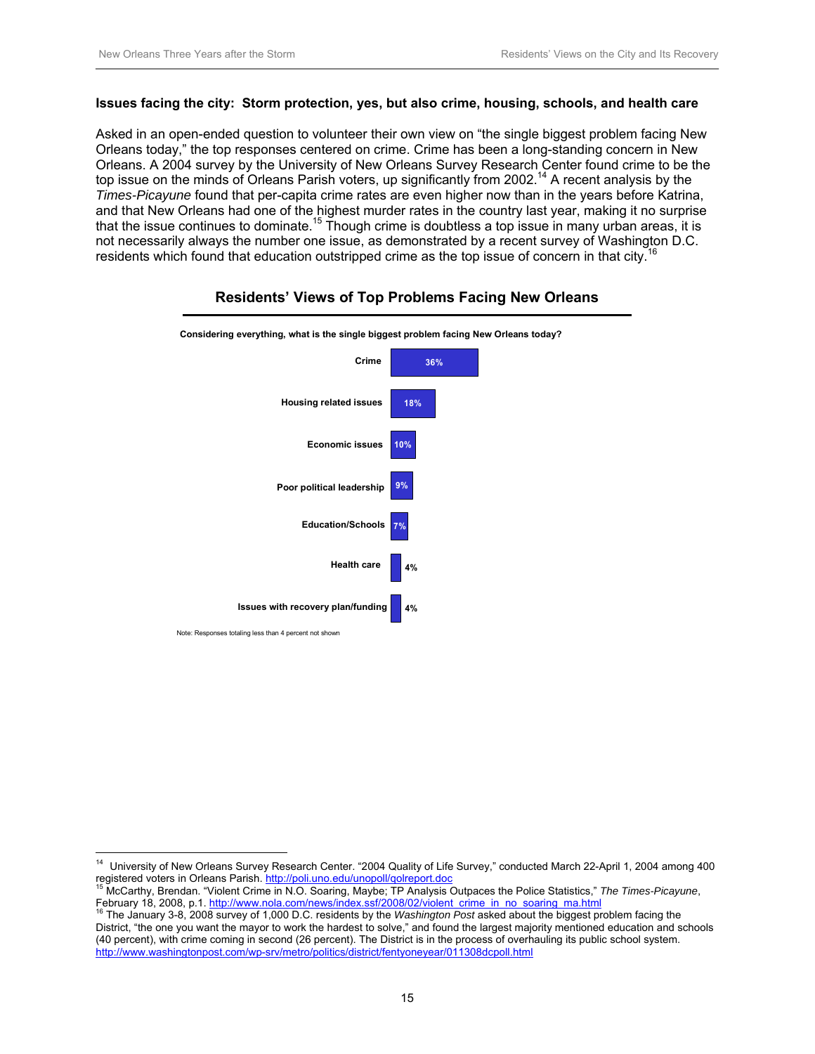### Issues facing the city: Storm protection, yes, but also crime, housing, schools, and health care

Asked in an open-ended question to volunteer their own view on "the single biggest problem facing New Orleans today," the top responses centered on crime. Crime has been a long-standing concern in New Orleans. A 2004 survey by the University of New Orleans Survey Research Center found crime to be the top issue on the minds of Orleans Parish voters, up significantly from 2002.[14] A recent analysis by the *Times-Picayune* found that per-capita crime rates are even higher now than in the years before Katrina, and that New Orleans had one of the highest murder rates in the country last year, making it no surprise that the issue continues to dominate.[15] Though crime is doubtless a top issue in many urban areas, it is not necessarily always the number one issue, as demonstrated by a recent survey of Washington D.C. residents which found that education outstripped crime as the top issue of concern in that city.[16]

**Residents' Views of Top Problems Facing New Orleans**

**Considering everything, what is the single biggest problem facing New Orleans today?**

| Problem | Percent |
| --- | --- |
| Crime | 36% |
| Housing related issues | 18% |
| Economic issues | 10% |
| Poor political leadership | 9% |
| Education/Schools | 7% |
| Health care | 4% |
| Issues with recovery plan/funding | 4% |

Note: Responses totaling less than 4 percent not shown

---

[14] University of New Orleans Survey Research Center. "2004 Quality of Life Survey," conducted March 22-April 1, 2004 among 400 registered voters in Orleans Parish. http://poli.uno.edu/unopoll/qolreport.doc

[15] McCarthy, Brendan. "Violent Crime in N.O. Soaring, Maybe; TP Analysis Outpaces the Police Statistics," *The Times-Picayune*, February 18, 2008, p.1. http://www.nola.com/news/index.ssf/2008/02/violent_crime_in_no_soaring_ma.html

[16] The January 3-8, 2008 survey of 1,000 D.C. residents by the *Washington Post* asked about the biggest problem facing the District, "the one you want the mayor to work the hardest to solve," and found the largest majority mentioned education and schools (40 percent), with crime coming in second (26 percent). The District is in the process of overhauling its public school system. http://www.washingtonpost.com/wp-srv/metro/politics/district/fentyoneyear/011308dcpoll.html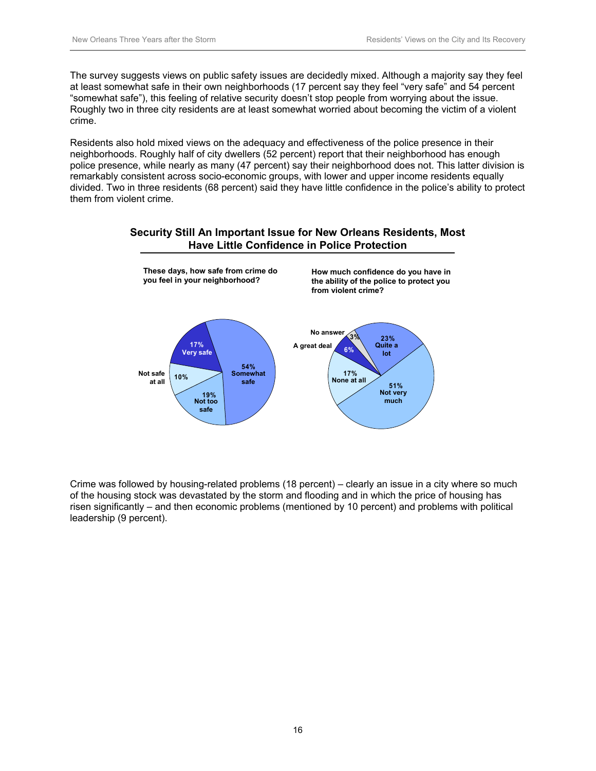The survey suggests views on public safety issues are decidedly mixed. Although a majority say they feel at least somewhat safe in their own neighborhoods (17 percent say they feel "very safe" and 54 percent "somewhat safe"), this feeling of relative security doesn't stop people from worrying about the issue. Roughly two in three city residents are at least somewhat worried about becoming the victim of a violent crime.

Residents also hold mixed views on the adequacy and effectiveness of the police presence in their neighborhoods. Roughly half of city dwellers (52 percent) report that their neighborhood has enough police presence, while nearly as many (47 percent) say their neighborhood does not. This latter division is remarkably consistent across socio-economic groups, with lower and upper income residents equally divided. Two in three residents (68 percent) said they have little confidence in the police's ability to protect them from violent crime.

**Security Still An Important Issue for New Orleans Residents, Most Have Little Confidence in Police Protection**

**These days, how safe from crime do you feel in your neighborhood?**

| Response | Percent |
| --- | --- |
| Very safe | 17% |
| Somewhat safe | 54% |
| Not too safe | 19% |
| Not safe at all | 10% |

**How much confidence do you have in the ability of the police to protect you from violent crime?**

| Response | Percent |
| --- | --- |
| A great deal | 6% |
| Quite a lot | 23% |
| Not very much | 51% |
| None at all | 17% |
| No answer | 3% |

Crime was followed by housing-related problems (18 percent) – clearly an issue in a city where so much of the housing stock was devastated by the storm and flooding and in which the price of housing has risen significantly – and then economic problems (mentioned by 10 percent) and problems with political leadership (9 percent).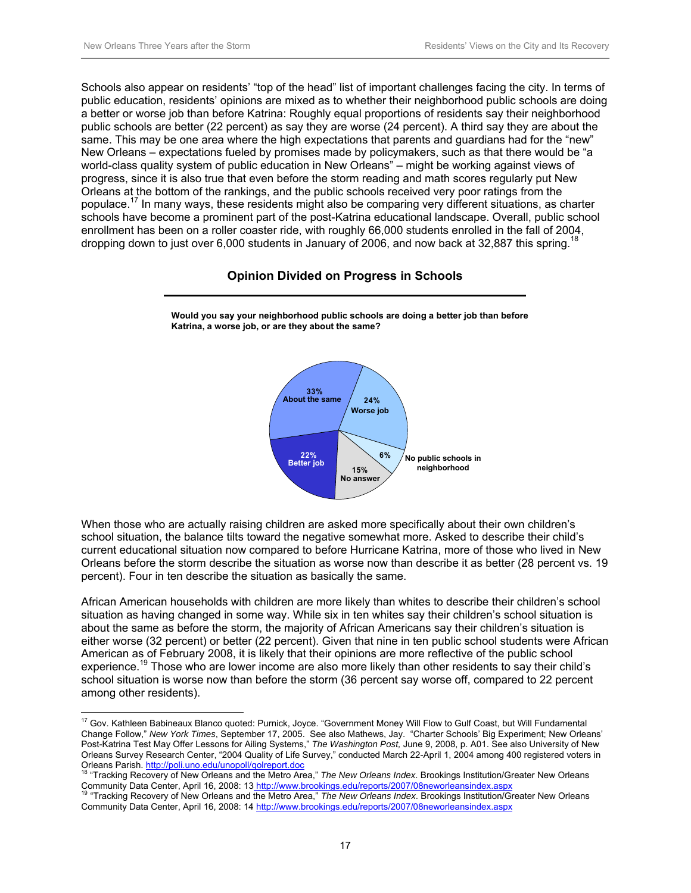Schools also appear on residents' "top of the head" list of important challenges facing the city. In terms of public education, residents' opinions are mixed as to whether their neighborhood public schools are doing a better or worse job than before Katrina: Roughly equal proportions of residents say their neighborhood public schools are better (22 percent) as say they are worse (24 percent). A third say they are about the same. This may be one area where the high expectations that parents and guardians had for the "new" New Orleans – expectations fueled by promises made by policymakers, such as that there would be "a world-class quality system of public education in New Orleans" – might be working against views of progress, since it is also true that even before the storm reading and math scores regularly put New Orleans at the bottom of the rankings, and the public schools received very poor ratings from the populace.[17] In many ways, these residents might also be comparing very different situations, as charter schools have become a prominent part of the post-Katrina educational landscape. Overall, public school enrollment has been on a roller coaster ride, with roughly 66,000 students enrolled in the fall of 2004, dropping down to just over 6,000 students in January of 2006, and now back at 32,887 this spring.[18]

### Opinion Divided on Progress in Schools

**Would you say your neighborhood public schools are doing a better job than before Katrina, a worse job, or are they about the same?**

| Response | Percent |
|---|---|
| About the same | 33% |
| Worse job | 24% |
| No public schools in neighborhood | 6% |
| No answer | 15% |
| Better job | 22% |

When those who are actually raising children are asked more specifically about their own children's school situation, the balance tilts toward the negative somewhat more. Asked to describe their child's current educational situation now compared to before Hurricane Katrina, more of those who lived in New Orleans before the storm describe the situation as worse now than describe it as better (28 percent vs. 19 percent). Four in ten describe the situation as basically the same.

African American households with children are more likely than whites to describe their children's school situation as having changed in some way. While six in ten whites say their children's school situation is about the same as before the storm, the majority of African Americans say their children's situation is either worse (32 percent) or better (22 percent). Given that nine in ten public school students were African American as of February 2008, it is likely that their opinions are more reflective of the public school experience.[19] Those who are lower income are also more likely than other residents to say their child's school situation is worse now than before the storm (36 percent say worse off, compared to 22 percent among other residents).

---

[17] Gov. Kathleen Babineaux Blanco quoted: Purnick, Joyce. "Government Money Will Flow to Gulf Coast, but Will Fundamental Change Follow," *New York Times*, September 17, 2005. See also Mathews, Jay. "Charter Schools' Big Experiment; New Orleans' Post-Katrina Test May Offer Lessons for Ailing Systems," *The Washington Post,* June 9, 2008, p. A01. See also University of New Orleans Survey Research Center, "2004 Quality of Life Survey," conducted March 22-April 1, 2004 among 400 registered voters in Orleans Parish. http://poli.uno.edu/unopoll/qolreport.doc

[18] "Tracking Recovery of New Orleans and the Metro Area," *The New Orleans Index*. Brookings Institution/Greater New Orleans Community Data Center, April 16, 2008: 13 http://www.brookings.edu/reports/2007/08neworleansindex.aspx

[19] "Tracking Recovery of New Orleans and the Metro Area," *The New Orleans Index*. Brookings Institution/Greater New Orleans Community Data Center, April 16, 2008: 14 http://www.brookings.edu/reports/2007/08neworleansindex.aspx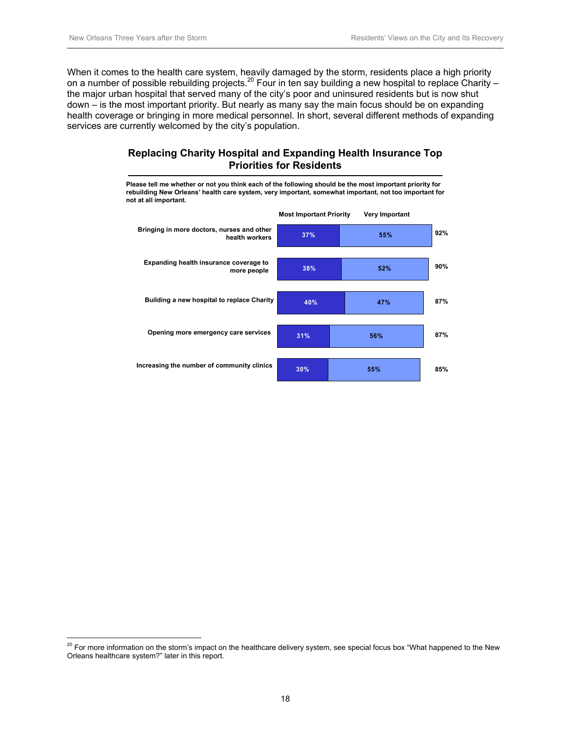When it comes to the health care system, heavily damaged by the storm, residents place a high priority on a number of possible rebuilding projects.[20] Four in ten say building a new hospital to replace Charity – the major urban hospital that served many of the city's poor and uninsured residents but is now shut down – is the most important priority. But nearly as many say the main focus should be on expanding health coverage or bringing in more medical personnel. In short, several different methods of expanding services are currently welcomed by the city's population.

**Replacing Charity Hospital and Expanding Health Insurance Top Priorities for Residents**

**Please tell me whether or not you think each of the following should be the most important priority for rebuilding New Orleans' health care system, very important, somewhat important, not too important for not at all important.**

| | Most Important Priority | Very Important | Total |
|---|---|---|---|
| Bringing in more doctors, nurses and other health workers | 37% | 55% | 92% |
| Expanding health insurance coverage to more people | 38% | 52% | 90% |
| Building a new hospital to replace Charity | 40% | 47% | 87% |
| Opening more emergency care services | 31% | 56% | 87% |
| Increasing the number of community clinics | 30% | 55% | 85% |

[20] For more information on the storm's impact on the healthcare delivery system, see special focus box "What happened to the New Orleans healthcare system?" later in this report.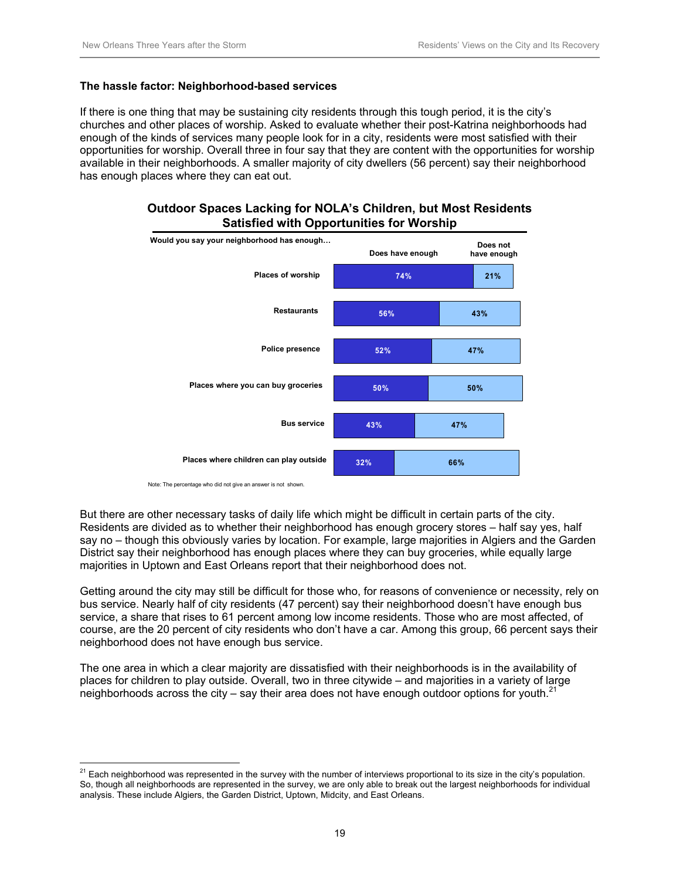### The hassle factor: Neighborhood-based services

If there is one thing that may be sustaining city residents through this tough period, it is the city's churches and other places of worship. Asked to evaluate whether their post-Katrina neighborhoods had enough of the kinds of services many people look for in a city, residents were most satisfied with their opportunities for worship. Overall three in four say that they are content with the opportunities for worship available in their neighborhoods. A smaller majority of city dwellers (56 percent) say their neighborhood has enough places where they can eat out.

**Outdoor Spaces Lacking for NOLA's Children, but Most Residents Satisfied with Opportunities for Worship**

| Would you say your neighborhood has enough… | Does have enough | Does not have enough |
|---|---|---|
| Places of worship | 74% | 21% |
| Restaurants | 56% | 43% |
| Police presence | 52% | 47% |
| Places where you can buy groceries | 50% | 50% |
| Bus service | 43% | 47% |
| Places where children can play outside | 32% | 66% |

Note: The percentage who did not give an answer is not shown.

But there are other necessary tasks of daily life which might be difficult in certain parts of the city. Residents are divided as to whether their neighborhood has enough grocery stores – half say yes, half say no – though this obviously varies by location. For example, large majorities in Algiers and the Garden District say their neighborhood has enough places where they can buy groceries, while equally large majorities in Uptown and East Orleans report that their neighborhood does not.

Getting around the city may still be difficult for those who, for reasons of convenience or necessity, rely on bus service. Nearly half of city residents (47 percent) say their neighborhood doesn't have enough bus service, a share that rises to 61 percent among low income residents. Those who are most affected, of course, are the 20 percent of city residents who don't have a car. Among this group, 66 percent says their neighborhood does not have enough bus service.

The one area in which a clear majority are dissatisfied with their neighborhoods is in the availability of places for children to play outside. Overall, two in three citywide – and majorities in a variety of large neighborhoods across the city – say their area does not have enough outdoor options for youth.[21]

[21] Each neighborhood was represented in the survey with the number of interviews proportional to its size in the city's population. So, though all neighborhoods are represented in the survey, we are only able to break out the largest neighborhoods for individual analysis. These include Algiers, the Garden District, Uptown, Midcity, and East Orleans.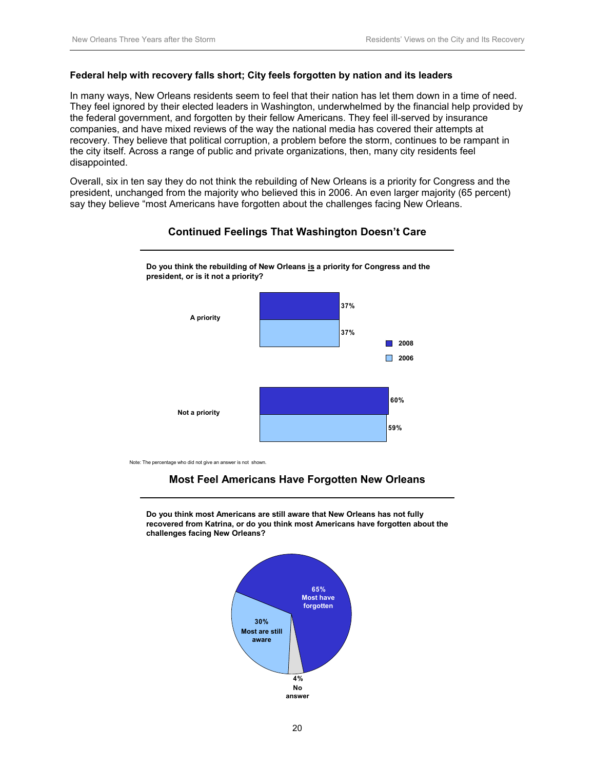**Federal help with recovery falls short; City feels forgotten by nation and its leaders**

In many ways, New Orleans residents seem to feel that their nation has let them down in a time of need. They feel ignored by their elected leaders in Washington, underwhelmed by the financial help provided by the federal government, and forgotten by their fellow Americans. They feel ill-served by insurance companies, and have mixed reviews of the way the national media has covered their attempts at recovery. They believe that political corruption, a problem before the storm, continues to be rampant in the city itself. Across a range of public and private organizations, then, many city residents feel disappointed.

Overall, six in ten say they do not think the rebuilding of New Orleans is a priority for Congress and the president, unchanged from the majority who believed this in 2006. An even larger majority (65 percent) say they believe "most Americans have forgotten about the challenges facing New Orleans.

### Continued Feelings That Washington Doesn't Care

**Do you think the rebuilding of New Orleans is a priority for Congress and the president, or is it not a priority?**

| | 2008 | 2006 |
|---|---|---|
| A priority | 37% | 37% |
| Not a priority | 60% | 59% |

Note: The percentage who did not give an answer is not shown.

### Most Feel Americans Have Forgotten New Orleans

**Do you think most Americans are still aware that New Orleans has not fully recovered from Katrina, or do you think most Americans have forgotten about the challenges facing New Orleans?**

| Response | Percent |
|---|---|
| Most have forgotten | 65% |
| Most are still aware | 30% |
| No answer | 4% |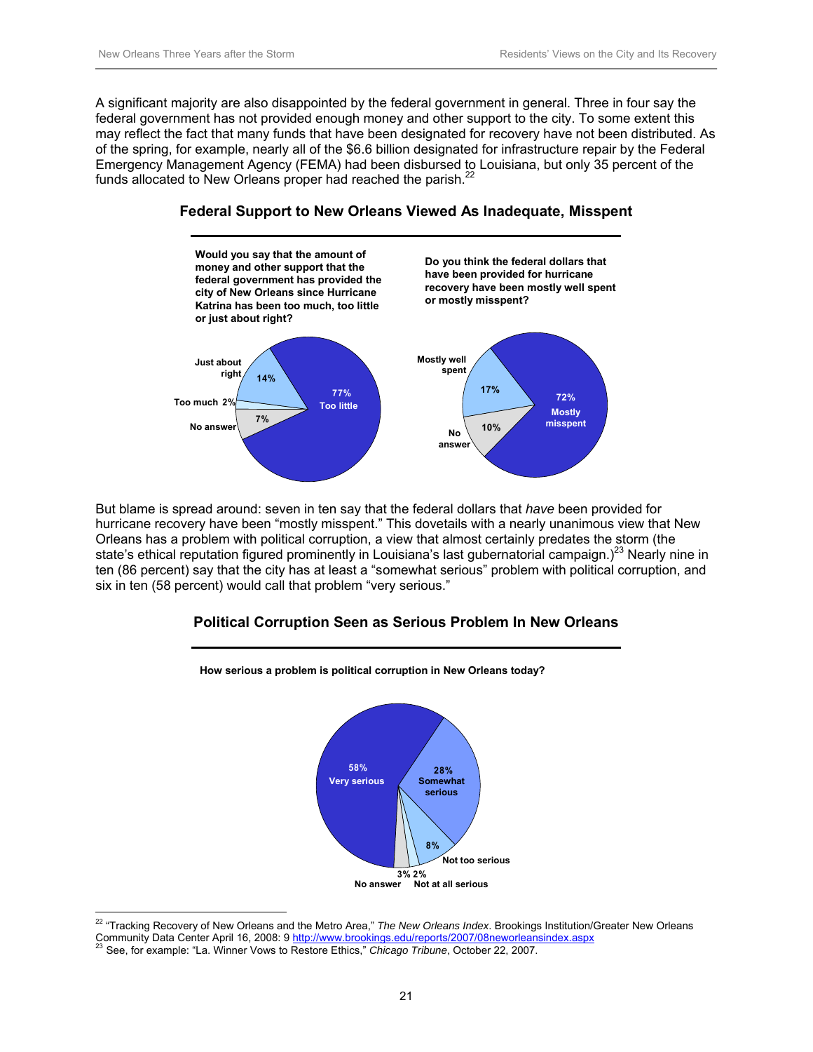A significant majority are also disappointed by the federal government in general. Three in four say the federal government has not provided enough money and other support to the city. To some extent this may reflect the fact that many funds that have been designated for recovery have not been distributed. As of the spring, for example, nearly all of the $6.6 billion designated for infrastructure repair by the Federal Emergency Management Agency (FEMA) had been disbursed to Louisiana, but only 35 percent of the funds allocated to New Orleans proper had reached the parish.[22]

### Federal Support to New Orleans Viewed As Inadequate, Misspent

**Would you say that the amount of money and other support that the federal government has provided the city of New Orleans since Hurricane Katrina has been too much, too little or just about right?**

| Response | Percent |
|---|---|
| Too little | 77% |
| Just about right | 14% |
| Too much | 2% |
| No answer | 7% |

**Do you think the federal dollars that have been provided for hurricane recovery have been mostly well spent or mostly misspent?**

| Response | Percent |
|---|---|
| Mostly misspent | 72% |
| Mostly well spent | 17% |
| No answer | 10% |

But blame is spread around: seven in ten say that the federal dollars that *have* been provided for hurricane recovery have been "mostly misspent." This dovetails with a nearly unanimous view that New Orleans has a problem with political corruption, a view that almost certainly predates the storm (the state's ethical reputation figured prominently in Louisiana's last gubernatorial campaign.)[23] Nearly nine in ten (86 percent) say that the city has at least a "somewhat serious" problem with political corruption, and six in ten (58 percent) would call that problem "very serious."

### Political Corruption Seen as Serious Problem In New Orleans

**How serious a problem is political corruption in New Orleans today?**

| Response | Percent |
|---|---|
| Very serious | 58% |
| Somewhat serious | 28% |
| Not too serious | 8% |
| Not at all serious | 2% |
| No answer | 3% |

---

[22] "Tracking Recovery of New Orleans and the Metro Area," *The New Orleans Index*. Brookings Institution/Greater New Orleans Community Data Center April 16, 2008: 9 http://www.brookings.edu/reports/2007/08neworleansindex.aspx

[23] See, for example: "La. Winner Vows to Restore Ethics," *Chicago Tribune*, October 22, 2007.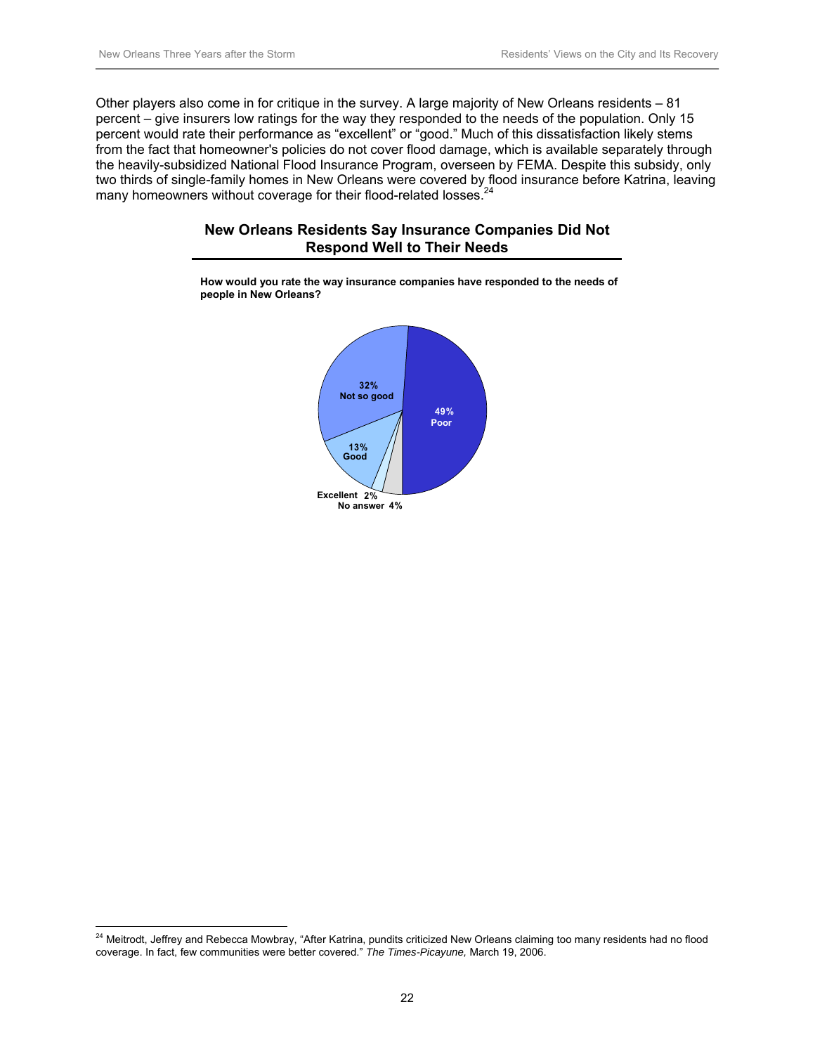Other players also come in for critique in the survey. A large majority of New Orleans residents – 81 percent – give insurers low ratings for the way they responded to the needs of the population. Only 15 percent would rate their performance as "excellent" or "good." Much of this dissatisfaction likely stems from the fact that homeowner's policies do not cover flood damage, which is available separately through the heavily-subsidized National Flood Insurance Program, overseen by FEMA. Despite this subsidy, only two thirds of single-family homes in New Orleans were covered by flood insurance before Katrina, leaving many homeowners without coverage for their flood-related losses.[24]

## New Orleans Residents Say Insurance Companies Did Not Respond Well to Their Needs

**How would you rate the way insurance companies have responded to the needs of people in New Orleans?**

| Response | Percent |
|---|---|
| Poor | 49% |
| Not so good | 32% |
| Good | 13% |
| Excellent | 2% |
| No answer | 4% |

---

[24] Meitrodt, Jeffrey and Rebecca Mowbray, "After Katrina, pundits criticized New Orleans claiming too many residents had no flood coverage. In fact, few communities were better covered." *The Times-Picayune,* March 19, 2006.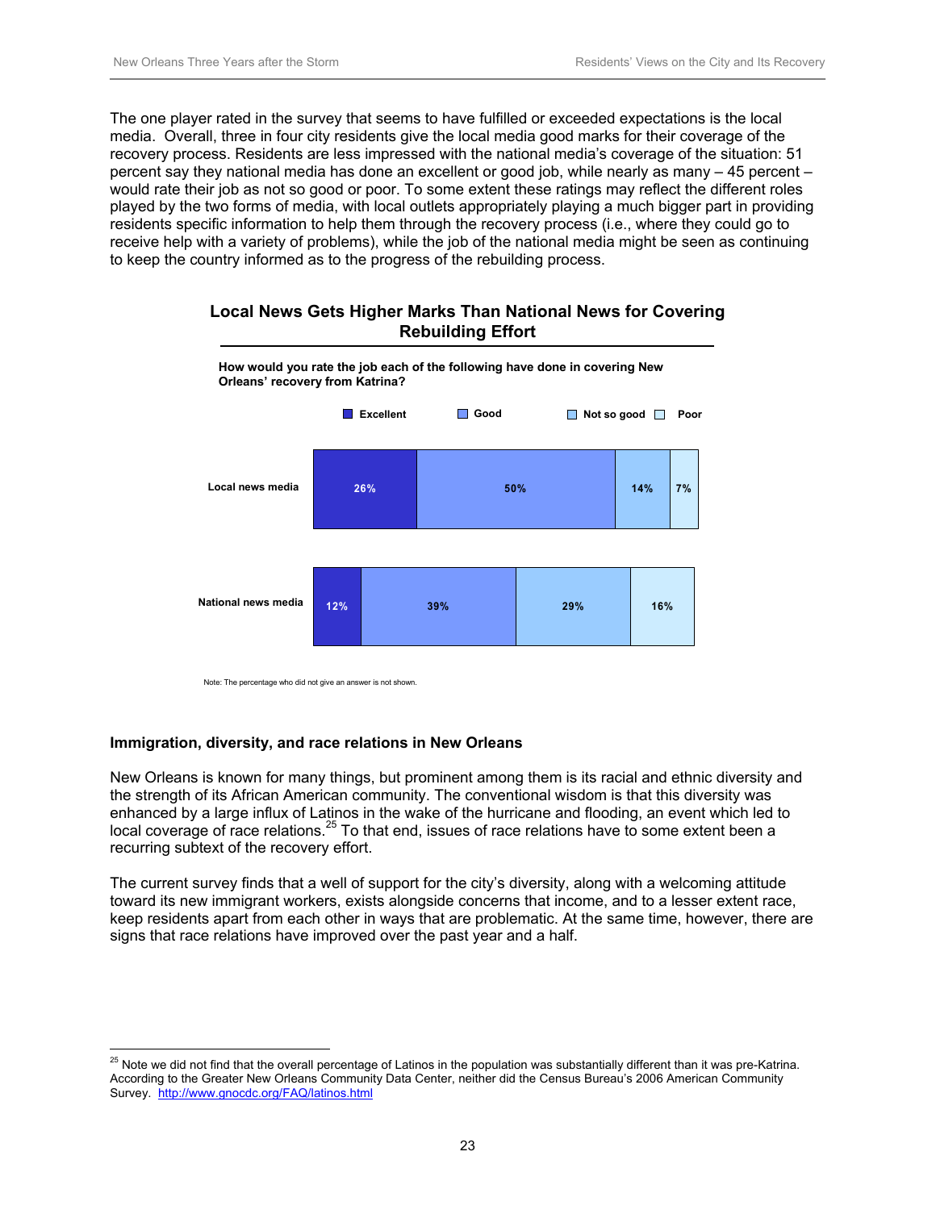The one player rated in the survey that seems to have fulfilled or exceeded expectations is the local media. Overall, three in four city residents give the local media good marks for their coverage of the recovery process. Residents are less impressed with the national media's coverage of the situation: 51 percent say they national media has done an excellent or good job, while nearly as many – 45 percent – would rate their job as not so good or poor. To some extent these ratings may reflect the different roles played by the two forms of media, with local outlets appropriately playing a much bigger part in providing residents specific information to help them through the recovery process (i.e., where they could go to receive help with a variety of problems), while the job of the national media might be seen as continuing to keep the country informed as to the progress of the rebuilding process.

**Local News Gets Higher Marks Than National News for Covering Rebuilding Effort**

**How would you rate the job each of the following have done in covering New Orleans' recovery from Katrina?**

| | Excellent | Good | Not so good | Poor |
|---|---|---|---|---|
| Local news media | 26% | 50% | 14% | 7% |
| National news media | 12% | 39% | 29% | 16% |

Note: The percentage who did not give an answer is not shown.

### Immigration, diversity, and race relations in New Orleans

New Orleans is known for many things, but prominent among them is its racial and ethnic diversity and the strength of its African American community. The conventional wisdom is that this diversity was enhanced by a large influx of Latinos in the wake of the hurricane and flooding, an event which led to local coverage of race relations.[25] To that end, issues of race relations have to some extent been a recurring subtext of the recovery effort.

The current survey finds that a well of support for the city's diversity, along with a welcoming attitude toward its new immigrant workers, exists alongside concerns that income, and to a lesser extent race, keep residents apart from each other in ways that are problematic. At the same time, however, there are signs that race relations have improved over the past year and a half.

[25] Note we did not find that the overall percentage of Latinos in the population was substantially different than it was pre-Katrina. According to the Greater New Orleans Community Data Center, neither did the Census Bureau's 2006 American Community Survey. http://www.gnocdc.org/FAQ/latinos.html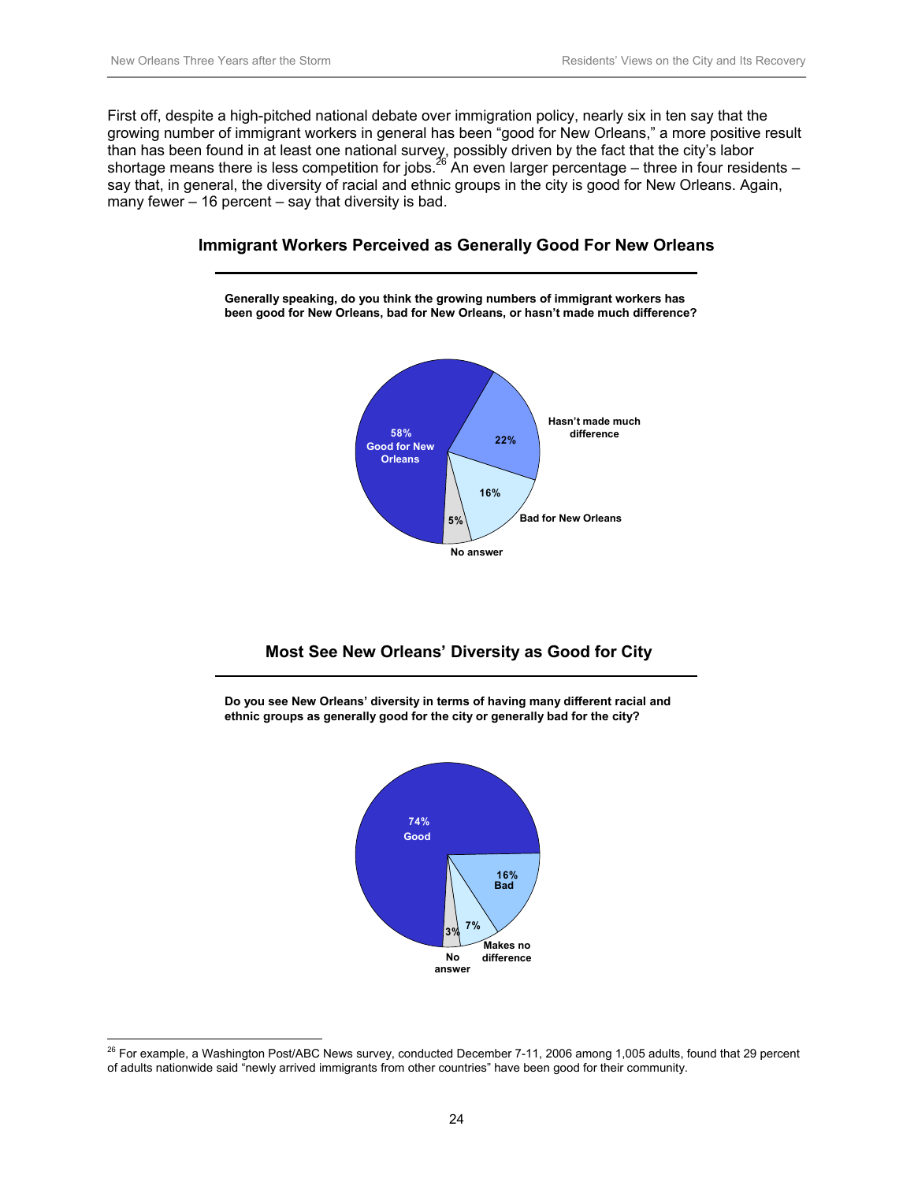First off, despite a high-pitched national debate over immigration policy, nearly six in ten say that the growing number of immigrant workers in general has been "good for New Orleans," a more positive result than has been found in at least one national survey, possibly driven by the fact that the city's labor shortage means there is less competition for jobs.[26] An even larger percentage – three in four residents – say that, in general, the diversity of racial and ethnic groups in the city is good for New Orleans. Again, many fewer – 16 percent – say that diversity is bad.

### Immigrant Workers Perceived as Generally Good For New Orleans

**Generally speaking, do you think the growing numbers of immigrant workers has been good for New Orleans, bad for New Orleans, or hasn't made much difference?**

58% Good for New Orleans

22% Hasn't made much difference

16% Bad for New Orleans

5% No answer

### Most See New Orleans' Diversity as Good for City

**Do you see New Orleans' diversity in terms of having many different racial and ethnic groups as generally good for the city or generally bad for the city?**

74% Good

16% Bad

7% Makes no difference

3% No answer

---

[26] For example, a Washington Post/ABC News survey, conducted December 7-11, 2006 among 1,005 adults, found that 29 percent of adults nationwide said "newly arrived immigrants from other countries" have been good for their community.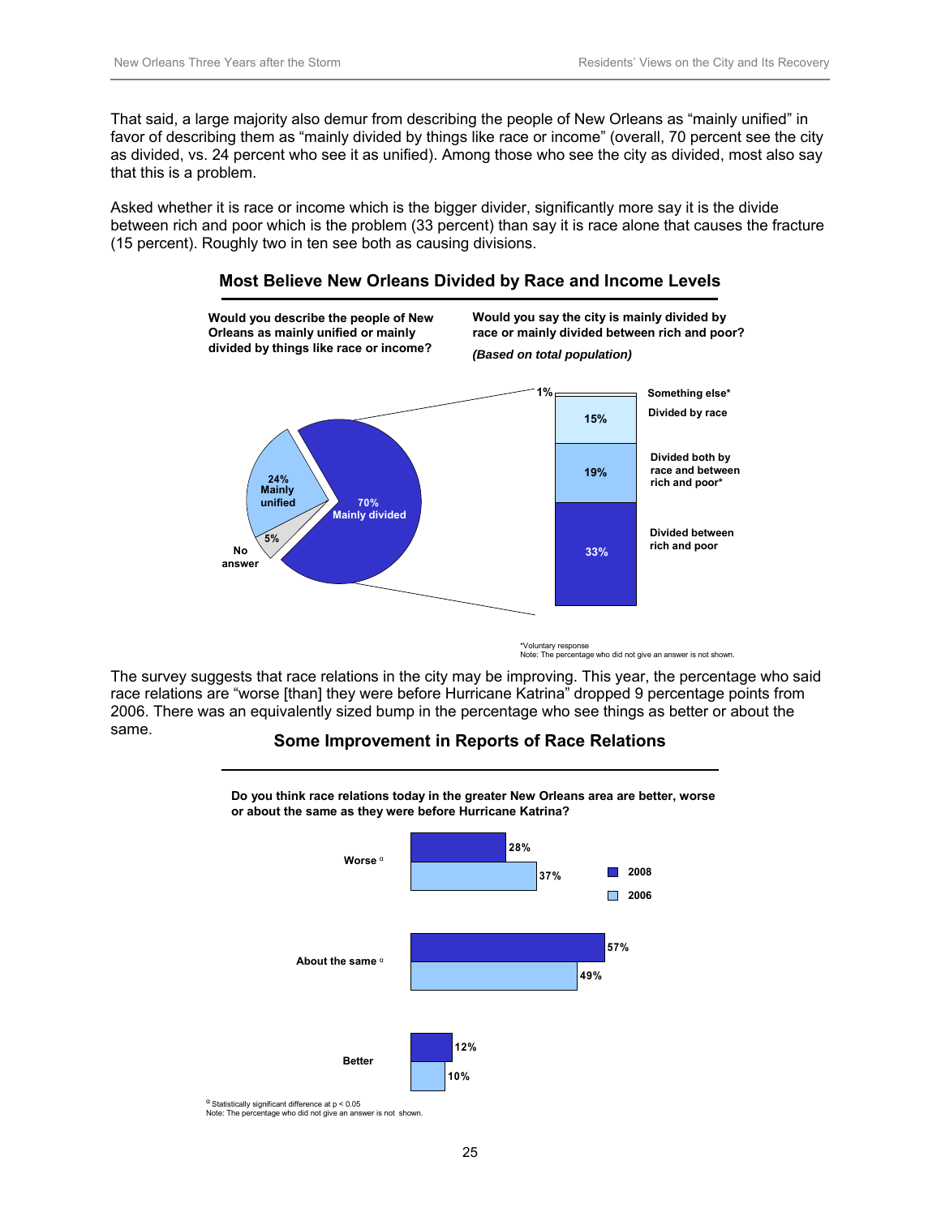That said, a large majority also demur from describing the people of New Orleans as “mainly unified” in favor of describing them as “mainly divided by things like race or income” (overall, 70 percent see the city as divided, vs. 24 percent who see it as unified). Among those who see the city as divided, most also say that this is a problem.

Asked whether it is race or income which is the bigger divider, significantly more say it is the divide between rich and poor which is the problem (33 percent) than say it is race alone that causes the fracture (15 percent). Roughly two in ten see both as causing divisions.

### Most Believe New Orleans Divided by Race and Income Levels

**Would you describe the people of New Orleans as mainly unified or mainly divided by things like race or income?**

| Response | Percent |
|---|---|
| Mainly divided | 70% |
| Mainly unified | 24% |
| No answer | 5% |

**Would you say the city is mainly divided by race or mainly divided between rich and poor?**

***(Based on total population)***

| Response | Percent |
|---|---|
| Something else* | 1% |
| Divided by race | 15% |
| Divided both by race and between rich and poor* | 19% |
| Divided between rich and poor | 33% |

*Voluntary response
Note: The percentage who did not give an answer is not shown.

The survey suggests that race relations in the city may be improving. This year, the percentage who said race relations are “worse [than] they were before Hurricane Katrina” dropped 9 percentage points from 2006. There was an equivalently sized bump in the percentage who see things as better or about the same.

### Some Improvement in Reports of Race Relations

**Do you think race relations today in the greater New Orleans area are better, worse or about the same as they were before Hurricane Katrina?**

| | 2008 | 2006 |
|---|---|---|
| Worse [α] | 28% | 37% |
| About the same [α] | 57% | 49% |
| Better | 12% | 10% |

[α] Statistically significant difference at $p < 0.05$
Note: The percentage who did not give an answer is not shown.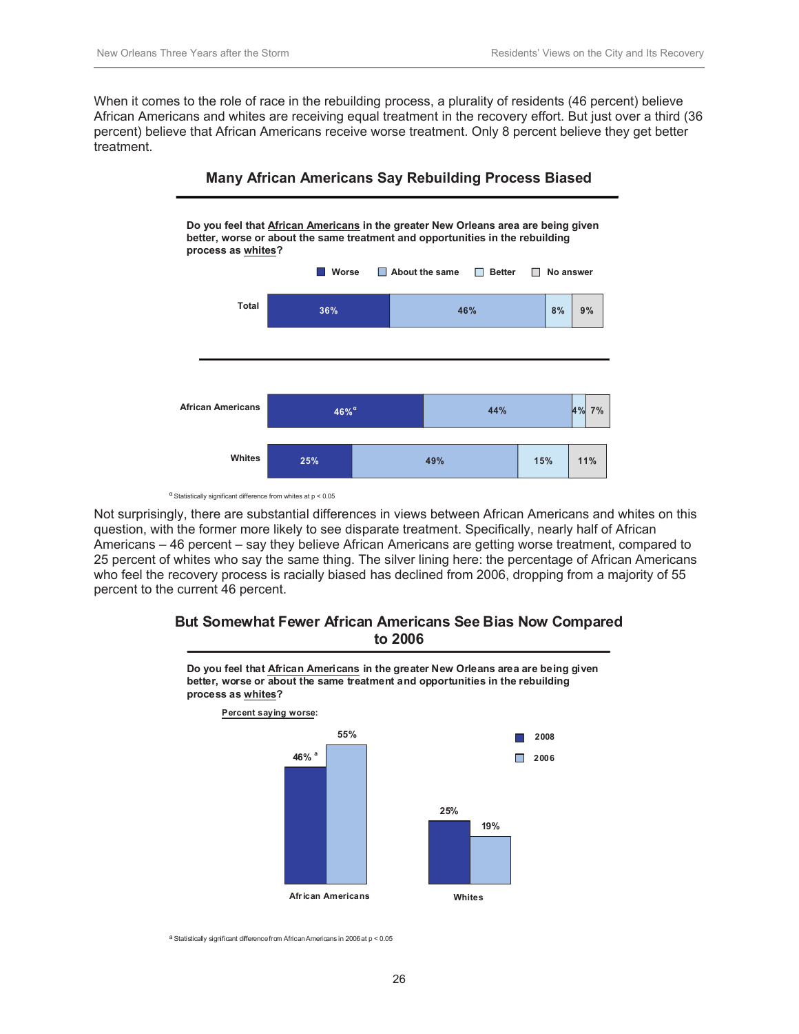When it comes to the role of race in the rebuilding process, a plurality of residents (46 percent) believe African Americans and whites are receiving equal treatment in the recovery effort. But just over a third (36 percent) believe that African Americans receive worse treatment. Only 8 percent believe they get better treatment.

### Many African Americans Say Rebuilding Process Biased

**Do you feel that African Americans in the greater New Orleans area are being given better, worse or about the same treatment and opportunities in the rebuilding process as whites?**

| | Worse | About the same | Better | No answer |
|---|---|---|---|---|
| Total | 36% | 46% | 8% | 9% |
| African Americans | 46%[a] | 44% | 4% | 7% |
| Whites | 25% | 49% | 15% | 11% |

[a] Statistically significant difference from whites at $p < 0.05$

Not surprisingly, there are substantial differences in views between African Americans and whites on this question, with the former more likely to see disparate treatment. Specifically, nearly half of African Americans – 46 percent – say they believe African Americans are getting worse treatment, compared to 25 percent of whites who say the same thing. The silver lining here: the percentage of African Americans who feel the recovery process is racially biased has declined from 2006, dropping from a majority of 55 percent to the current 46 percent.

### But Somewhat Fewer African Americans See Bias Now Compared to 2006

**Do you feel that African Americans in the greater New Orleans area are being given better, worse or about the same treatment and opportunities in the rebuilding process as whites?**

Percent saying worse:

| | 2008 | 2006 |
|---|---|---|
| African Americans | 46%[a] | 55% |
| Whites | 25% | 19% |

[a] Statistically significant difference from African Americans in 2006 at $p < 0.05$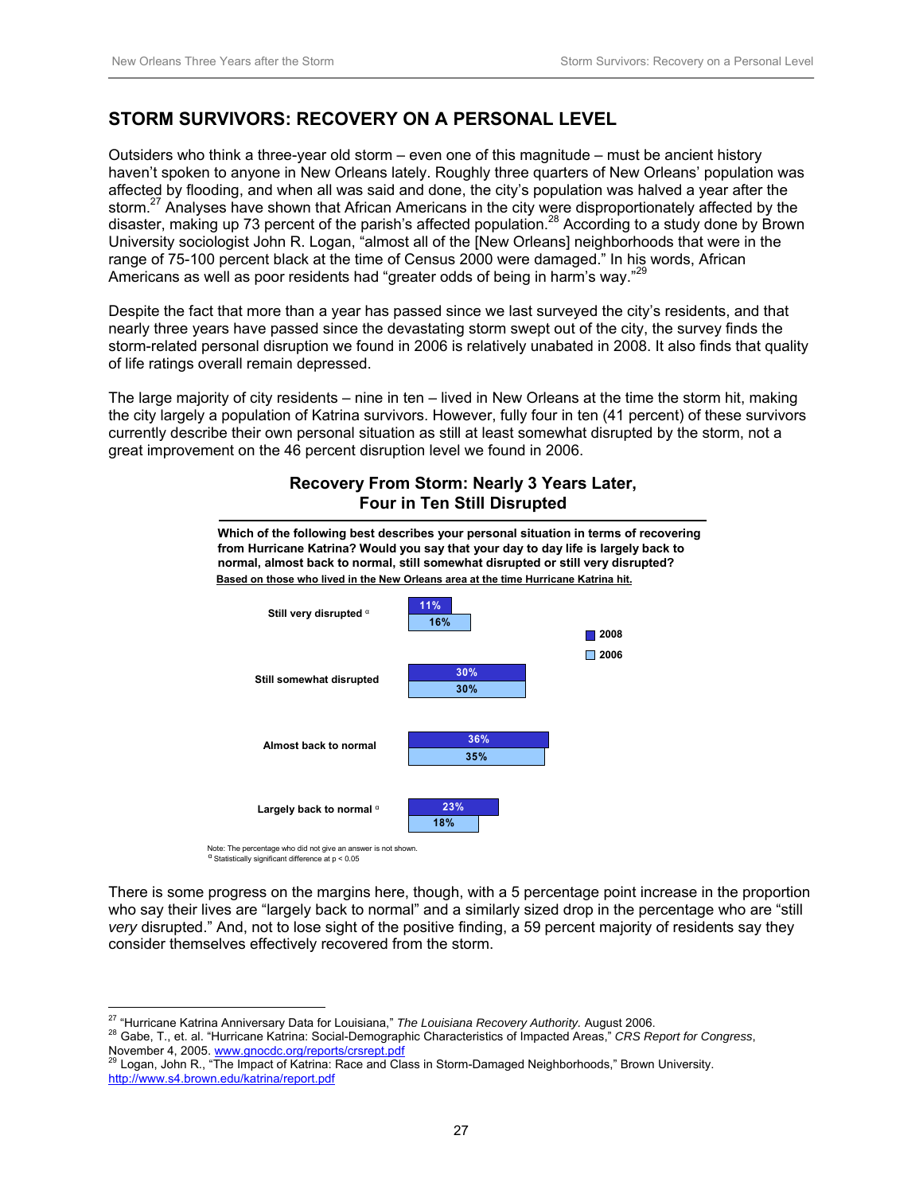## STORM SURVIVORS: RECOVERY ON A PERSONAL LEVEL

Outsiders who think a three-year old storm – even one of this magnitude – must be ancient history haven't spoken to anyone in New Orleans lately. Roughly three quarters of New Orleans' population was affected by flooding, and when all was said and done, the city's population was halved a year after the storm.[27] Analyses have shown that African Americans in the city were disproportionately affected by the disaster, making up 73 percent of the parish's affected population.[28] According to a study done by Brown University sociologist John R. Logan, "almost all of the [New Orleans] neighborhoods that were in the range of 75-100 percent black at the time of Census 2000 were damaged." In his words, African Americans as well as poor residents had "greater odds of being in harm's way."[29]

Despite the fact that more than a year has passed since we last surveyed the city's residents, and that nearly three years have passed since the devastating storm swept out of the city, the survey finds the storm-related personal disruption we found in 2006 is relatively unabated in 2008. It also finds that quality of life ratings overall remain depressed.

The large majority of city residents – nine in ten – lived in New Orleans at the time the storm hit, making the city largely a population of Katrina survivors. However, fully four in ten (41 percent) of these survivors currently describe their own personal situation as still at least somewhat disrupted by the storm, not a great improvement on the 46 percent disruption level we found in 2006.

**Recovery From Storm: Nearly 3 Years Later, Four in Ten Still Disrupted**

**Which of the following best describes your personal situation in terms of recovering from Hurricane Katrina? Would you say that your day to day life is largely back to normal, almost back to normal, still somewhat disrupted or still very disrupted?**
**Based on those who lived in the New Orleans area at the time Hurricane Katrina hit.**

| | 2008 | 2006 |
|---|---|---|
| Still very disrupted $^{\alpha}$ | 11% | 16% |
| Still somewhat disrupted | 30% | 30% |
| Almost back to normal | 36% | 35% |
| Largely back to normal $^{\alpha}$ | 23% | 18% |

Note: The percentage who did not give an answer is not shown.
$^{\alpha}$ Statistically significant difference at $p < 0.05$

There is some progress on the margins here, though, with a 5 percentage point increase in the proportion who say their lives are "largely back to normal" and a similarly sized drop in the percentage who are "still *very* disrupted." And, not to lose sight of the positive finding, a 59 percent majority of residents say they consider themselves effectively recovered from the storm.

---

[27] "Hurricane Katrina Anniversary Data for Louisiana," *The Louisiana Recovery Authority.* August 2006.

[28] Gabe, T., et. al. "Hurricane Katrina: Social-Demographic Characteristics of Impacted Areas," *CRS Report for Congress*, November 4, 2005. www.gnocdc.org/reports/crsrept.pdf

[29] Logan, John R., "The Impact of Katrina: Race and Class in Storm-Damaged Neighborhoods," Brown University. http://www.s4.brown.edu/katrina/report.pdf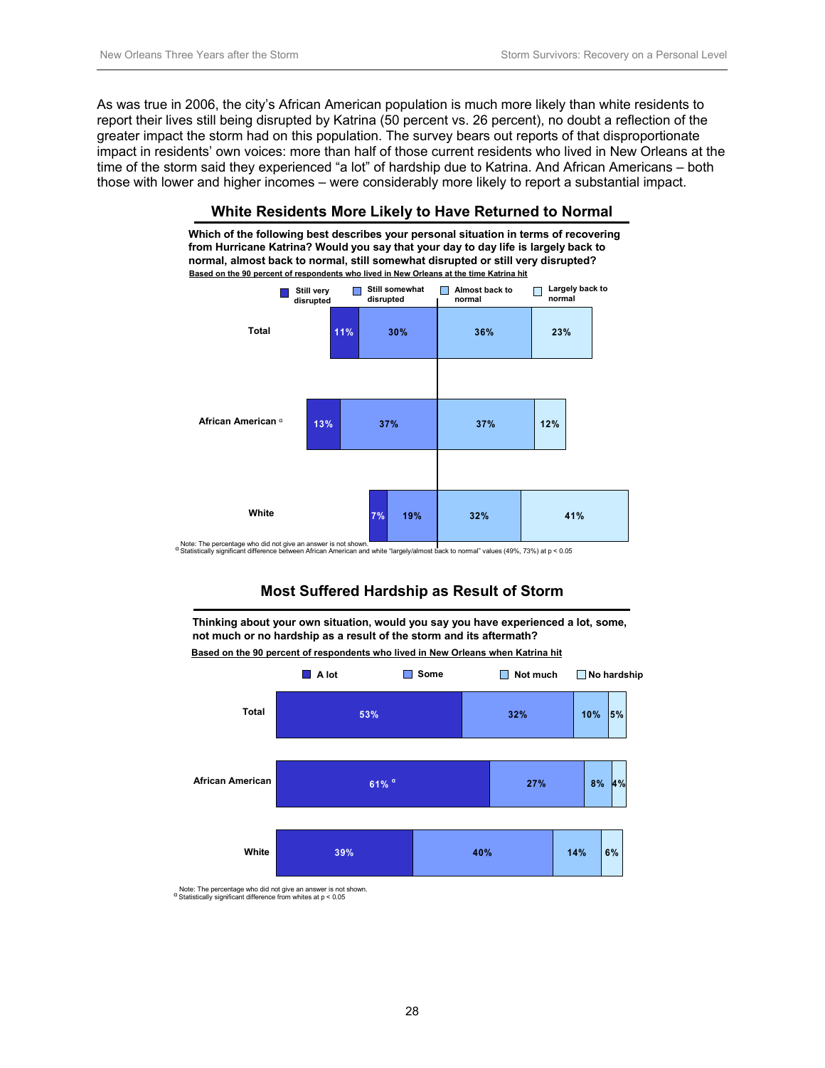As was true in 2006, the city's African American population is much more likely than white residents to report their lives still being disrupted by Katrina (50 percent vs. 26 percent), no doubt a reflection of the greater impact the storm had on this population. The survey bears out reports of that disproportionate impact in residents' own voices: more than half of those current residents who lived in New Orleans at the time of the storm said they experienced "a lot" of hardship due to Katrina. And African Americans – both those with lower and higher incomes – were considerably more likely to report a substantial impact.

## White Residents More Likely to Have Returned to Normal

**Which of the following best describes your personal situation in terms of recovering from Hurricane Katrina? Would you say that your day to day life is largely back to normal, almost back to normal, still somewhat disrupted or still very disrupted?**

Based on the 90 percent of respondents who lived in New Orleans at the time Katrina hit

| | Still very disrupted | Still somewhat disrupted | Almost back to normal | Largely back to normal |
|---|---|---|---|---|
| Total | 11% | 30% | 36% | 23% |
| African American [α] | 13% | 37% | 37% | 12% |
| White | 7% | 19% | 32% | 41% |

Note: The percentage who did not give an answer is not shown.
[α] Statistically significant difference between African American and white "largely/almost back to normal" values (49%, 73%) at $p < 0.05$

## Most Suffered Hardship as Result of Storm

**Thinking about your own situation, would you say you have experienced a lot, some, not much or no hardship as a result of the storm and its aftermath?**

Based on the 90 percent of respondents who lived in New Orleans when Katrina hit

| | A lot | Some | Not much | No hardship |
|---|---|---|---|---|
| Total | 53% | 32% | 10% | 5% |
| African American | 61% [α] | 27% | 8% | 4% |
| White | 39% | 40% | 14% | 6% |

Note: The percentage who did not give an answer is not shown.
[α] Statistically significant difference from whites at $p < 0.05$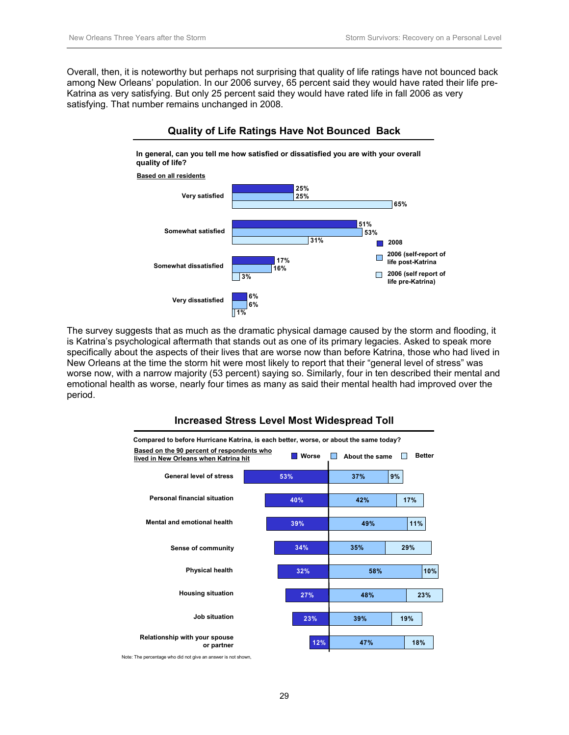Overall, then, it is noteworthy but perhaps not surprising that quality of life ratings have not bounced back among New Orleans' population. In our 2006 survey, 65 percent said they would have rated their life pre-Katrina as very satisfying. But only 25 percent said they would have rated life in fall 2006 as very satisfying. That number remains unchanged in 2008.

### Quality of Life Ratings Have Not Bounced Back

**In general, can you tell me how satisfied or dissatisfied you are with your overall quality of life?**

Based on all residents

| | 2008 | 2006 (self-report of life post-Katrina) | 2006 (self report of life pre-Katrina) |
|---|---|---|---|
| Very satisfied | 25% | 25% | 65% |
| Somewhat satisfied | 51% | 53% | 31% |
| Somewhat dissatisfied | 17% | 16% | 3% |
| Very dissatisfied | 6% | 6% | 1% |

The survey suggests that as much as the dramatic physical damage caused by the storm and flooding, it is Katrina's psychological aftermath that stands out as one of its primary legacies. Asked to speak more specifically about the aspects of their lives that are worse now than before Katrina, those who had lived in New Orleans at the time the storm hit were most likely to report that their "general level of stress" was worse now, with a narrow majority (53 percent) saying so. Similarly, four in ten described their mental and emotional health as worse, nearly four times as many as said their mental health had improved over the period.

### Increased Stress Level Most Widespread Toll

**Compared to before Hurricane Katrina, is each better, worse, or about the same today?**

Based on the 90 percent of respondents who lived in New Orleans when Katrina hit

| | Worse | About the same | Better |
|---|---|---|---|
| General level of stress | 53% | 37% | 9% |
| Personal financial situation | 40% | 42% | 17% |
| Mental and emotional health | 39% | 49% | 11% |
| Sense of community | 34% | 35% | 29% |
| Physical health | 32% | 58% | 10% |
| Housing situation | 27% | 48% | 23% |
| Job situation | 23% | 39% | 19% |
| Relationship with your spouse or partner | 12% | 47% | 18% |

Note: The percentage who did not give an answer is not shown,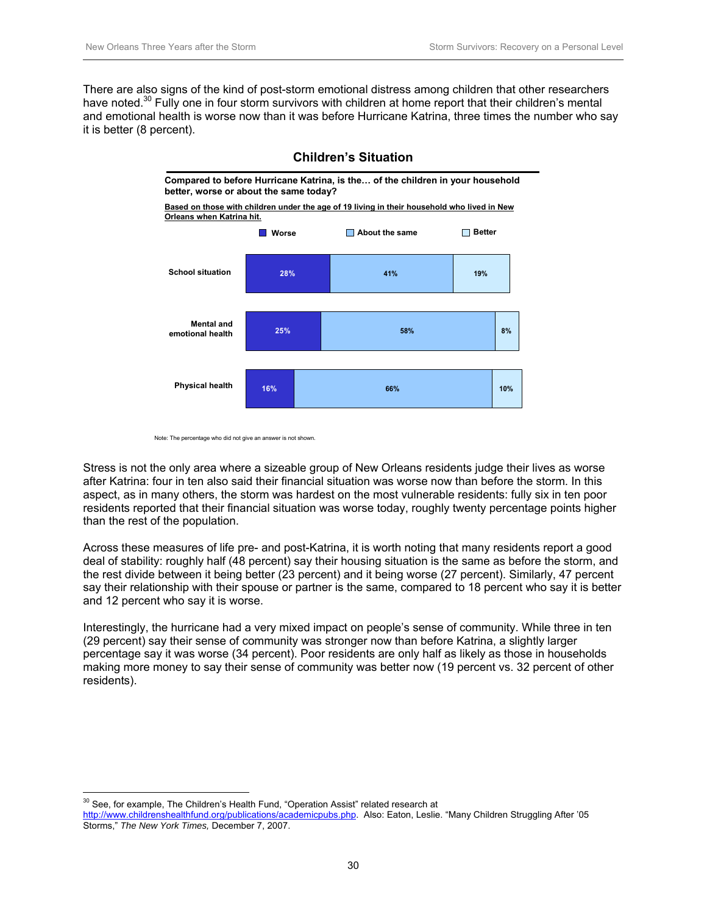There are also signs of the kind of post-storm emotional distress among children that other researchers have noted.[30] Fully one in four storm survivors with children at home report that their children's mental and emotional health is worse now than it was before Hurricane Katrina, three times the number who say it is better (8 percent).

### Children's Situation

**Compared to before Hurricane Katrina, is the… of the children in your household better, worse or about the same today?**

**Based on those with children under the age of 19 living in their household who lived in New Orleans when Katrina hit.**

| | Worse | About the same | Better |
|---|---|---|---|
| School situation | 28% | 41% | 19% |
| Mental and emotional health | 25% | 58% | 8% |
| Physical health | 16% | 66% | 10% |

Note: The percentage who did not give an answer is not shown.

Stress is not the only area where a sizeable group of New Orleans residents judge their lives as worse after Katrina: four in ten also said their financial situation was worse now than before the storm. In this aspect, as in many others, the storm was hardest on the most vulnerable residents: fully six in ten poor residents reported that their financial situation was worse today, roughly twenty percentage points higher than the rest of the population.

Across these measures of life pre- and post-Katrina, it is worth noting that many residents report a good deal of stability: roughly half (48 percent) say their housing situation is the same as before the storm, and the rest divide between it being better (23 percent) and it being worse (27 percent). Similarly, 47 percent say their relationship with their spouse or partner is the same, compared to 18 percent who say it is better and 12 percent who say it is worse.

Interestingly, the hurricane had a very mixed impact on people's sense of community. While three in ten (29 percent) say their sense of community was stronger now than before Katrina, a slightly larger percentage say it was worse (34 percent). Poor residents are only half as likely as those in households making more money to say their sense of community was better now (19 percent vs. 32 percent of other residents).

---

[30] See, for example, The Children's Health Fund, "Operation Assist" related research at http://www.childrenshealthfund.org/publications/academicpubs.php. Also: Eaton, Leslie. "Many Children Struggling After '05 Storms," *The New York Times,* December 7, 2007.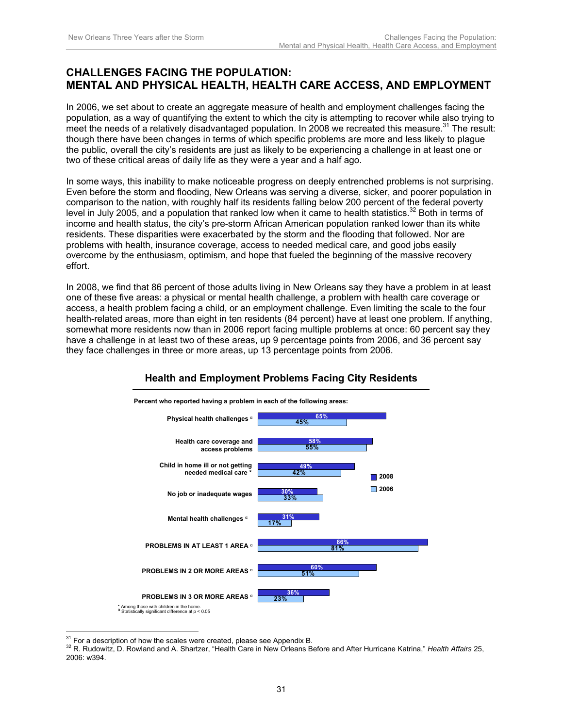# CHALLENGES FACING THE POPULATION: MENTAL AND PHYSICAL HEALTH, HEALTH CARE ACCESS, AND EMPLOYMENT

In 2006, we set about to create an aggregate measure of health and employment challenges facing the population, as a way of quantifying the extent to which the city is attempting to recover while also trying to meet the needs of a relatively disadvantaged population. In 2008 we recreated this measure.[31] The result: though there have been changes in terms of which specific problems are more and less likely to plague the public, overall the city's residents are just as likely to be experiencing a challenge in at least one or two of these critical areas of daily life as they were a year and a half ago.

In some ways, this inability to make noticeable progress on deeply entrenched problems is not surprising. Even before the storm and flooding, New Orleans was serving a diverse, sicker, and poorer population in comparison to the nation, with roughly half its residents falling below 200 percent of the federal poverty level in July 2005, and a population that ranked low when it came to health statistics.[32] Both in terms of income and health status, the city's pre-storm African American population ranked lower than its white residents. These disparities were exacerbated by the storm and the flooding that followed. Nor are problems with health, insurance coverage, access to needed medical care, and good jobs easily overcome by the enthusiasm, optimism, and hope that fueled the beginning of the massive recovery effort.

In 2008, we find that 86 percent of those adults living in New Orleans say they have a problem in at least one of these five areas: a physical or mental health challenge, a problem with health care coverage or access, a health problem facing a child, or an employment challenge. Even limiting the scale to the four health-related areas, more than eight in ten residents (84 percent) have at least one problem. If anything, somewhat more residents now than in 2006 report facing multiple problems at once: 60 percent say they have a challenge in at least two of these areas, up 9 percentage points from 2006, and 36 percent say they face challenges in three or more areas, up 13 percentage points from 2006.

## Health and Employment Problems Facing City Residents

Percent who reported having a problem in each of the following areas:

| Area | 2008 | 2006 |
|---|---|---|
| Physical health challenges α | 65% | 45% |
| Health care coverage and access problems | 58% | 55% |
| Child in home ill or not getting needed medical care * | 49% | 42% |
| No job or inadequate wages | 30% | 33% |
| Mental health challenges α | 31% | 17% |
| PROBLEMS IN AT LEAST 1 AREA α | 86% | 81% |
| PROBLEMS IN 2 OR MORE AREAS α | 60% | 51% |
| PROBLEMS IN 3 OR MORE AREAS α | 36% | 23% |

\* Among those with children in the home.
α Statistically significant difference at $p < 0.05$

[31] For a description of how the scales were created, please see Appendix B.

[32] R. Rudowitz, D. Rowland and A. Shartzer, "Health Care in New Orleans Before and After Hurricane Katrina," *Health Affairs* 25, 2006: w394.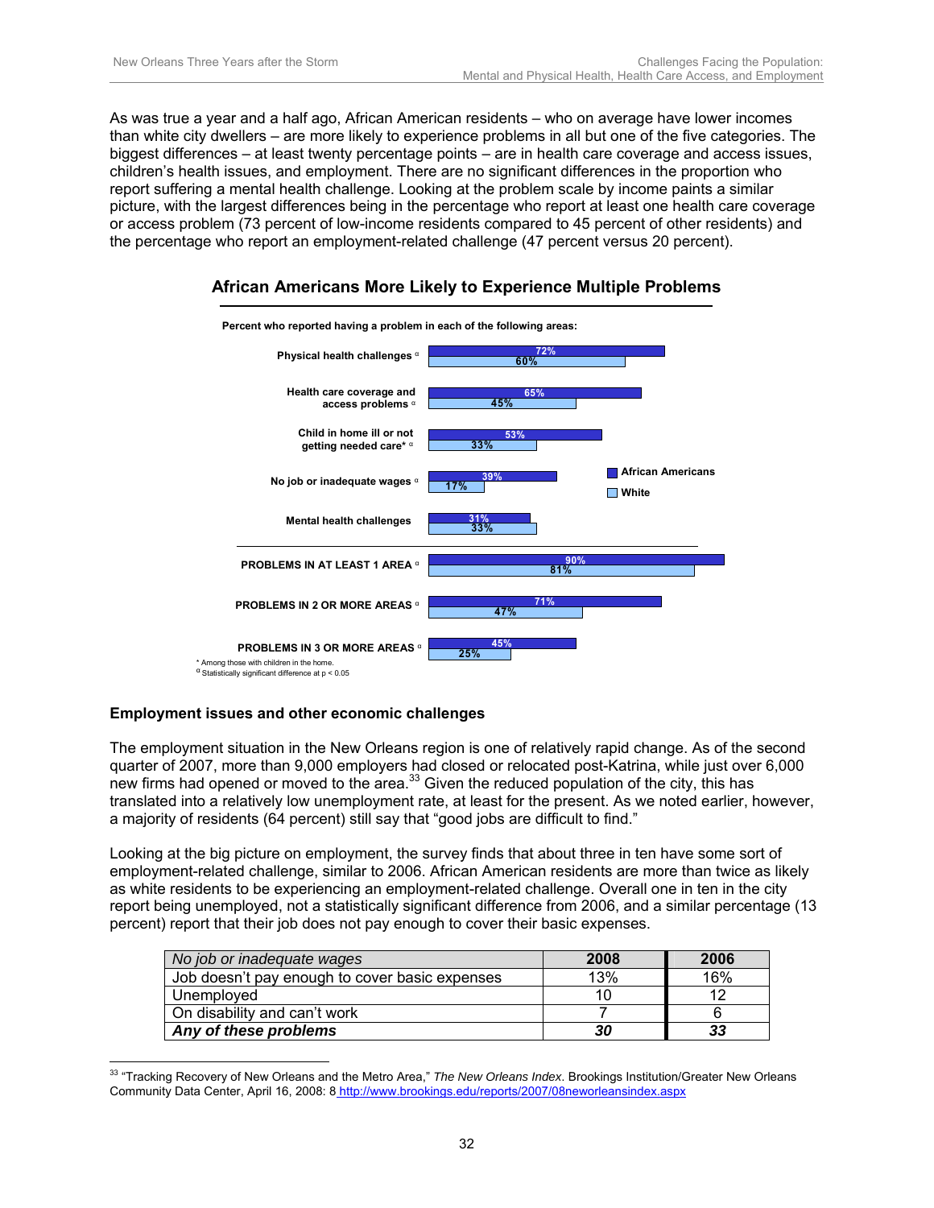As was true a year and a half ago, African American residents – who on average have lower incomes than white city dwellers – are more likely to experience problems in all but one of the five categories. The biggest differences – at least twenty percentage points – are in health care coverage and access issues, children's health issues, and employment. There are no significant differences in the proportion who report suffering a mental health challenge. Looking at the problem scale by income paints a similar picture, with the largest differences being in the percentage who report at least one health care coverage or access problem (73 percent of low-income residents compared to 45 percent of other residents) and the percentage who report an employment-related challenge (47 percent versus 20 percent).

**African Americans More Likely to Experience Multiple Problems**

Percent who reported having a problem in each of the following areas:

| Area | African Americans | White |
|---|---|---|
| Physical health challenges α | 72% | 60% |
| Health care coverage and access problems α | 65% | 45% |
| Child in home ill or not getting needed care* α | 53% | 33% |
| No job or inadequate wages α | 39% | 17% |
| Mental health challenges | 31% | 33% |
| PROBLEMS IN AT LEAST 1 AREA α | 90% | 81% |
| PROBLEMS IN 2 OR MORE AREAS α | 71% | 47% |
| PROBLEMS IN 3 OR MORE AREAS α | 45% | 25% |

\* Among those with children in the home.
α Statistically significant difference at $p < 0.05$

### Employment issues and other economic challenges

The employment situation in the New Orleans region is one of relatively rapid change. As of the second quarter of 2007, more than 9,000 employers had closed or relocated post-Katrina, while just over 6,000 new firms had opened or moved to the area.[33] Given the reduced population of the city, this has translated into a relatively low unemployment rate, at least for the present. As we noted earlier, however, a majority of residents (64 percent) still say that "good jobs are difficult to find."

Looking at the big picture on employment, the survey finds that about three in ten have some sort of employment-related challenge, similar to 2006. African American residents are more than twice as likely as white residents to be experiencing an employment-related challenge. Overall one in ten in the city report being unemployed, not a statistically significant difference from 2006, and a similar percentage (13 percent) report that their job does not pay enough to cover their basic expenses.

| *No job or inadequate wages* | **2008** | **2006** |
|---|---|---|
| Job doesn't pay enough to cover basic expenses | 13% | 16% |
| Unemployed | 10 | 12 |
| On disability and can't work | 7 | 6 |
| ***Any of these problems*** | ***30*** | ***33*** |

[33] "Tracking Recovery of New Orleans and the Metro Area," *The New Orleans Index*. Brookings Institution/Greater New Orleans Community Data Center, April 16, 2008: 8 http://www.brookings.edu/reports/2007/08neworleansindex.aspx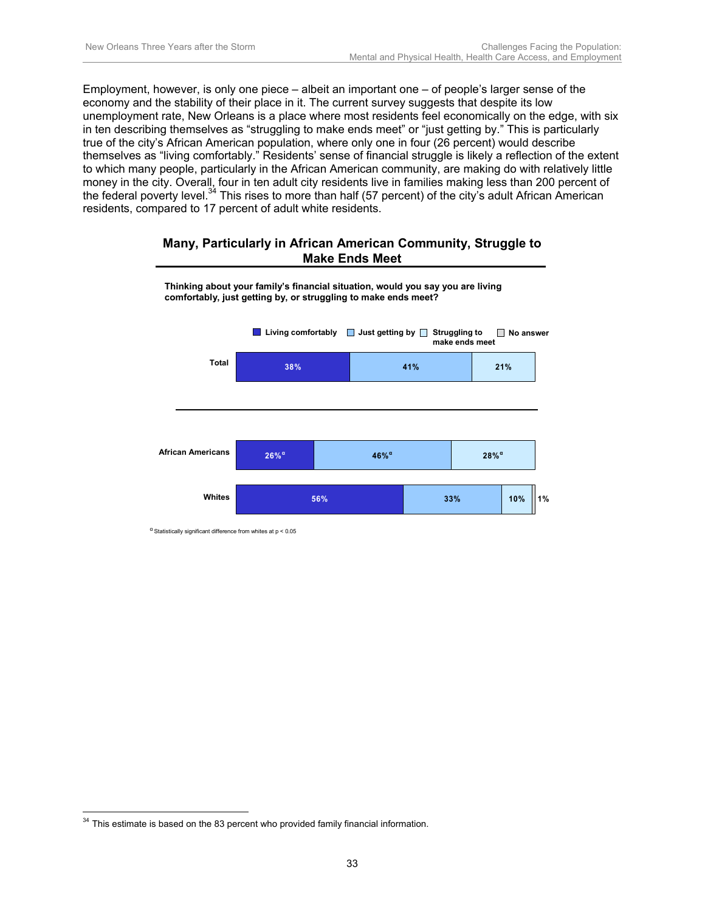Employment, however, is only one piece – albeit an important one – of people's larger sense of the economy and the stability of their place in it. The current survey suggests that despite its low unemployment rate, New Orleans is a place where most residents feel economically on the edge, with six in ten describing themselves as "struggling to make ends meet" or "just getting by." This is particularly true of the city's African American population, where only one in four (26 percent) would describe themselves as "living comfortably." Residents' sense of financial struggle is likely a reflection of the extent to which many people, particularly in the African American community, are making do with relatively little money in the city. Overall, four in ten adult city residents live in families making less than 200 percent of the federal poverty level.[34] This rises to more than half (57 percent) of the city's adult African American residents, compared to 17 percent of adult white residents.

**Many, Particularly in African American Community, Struggle to Make Ends Meet**

**Thinking about your family's financial situation, would you say you are living comfortably, just getting by, or struggling to make ends meet?**

| | Living comfortably | Just getting by | Struggling to make ends meet | No answer |
|---|---|---|---|---|
| Total | 38% | 41% | 21% | |
| African Americans | 26%[α] | 46%[α] | 28%[α] | |
| Whites | 56% | 33% | 10% | 1% |

[α] Statistically significant difference from whites at $p < 0.05$

[34] This estimate is based on the 83 percent who provided family financial information.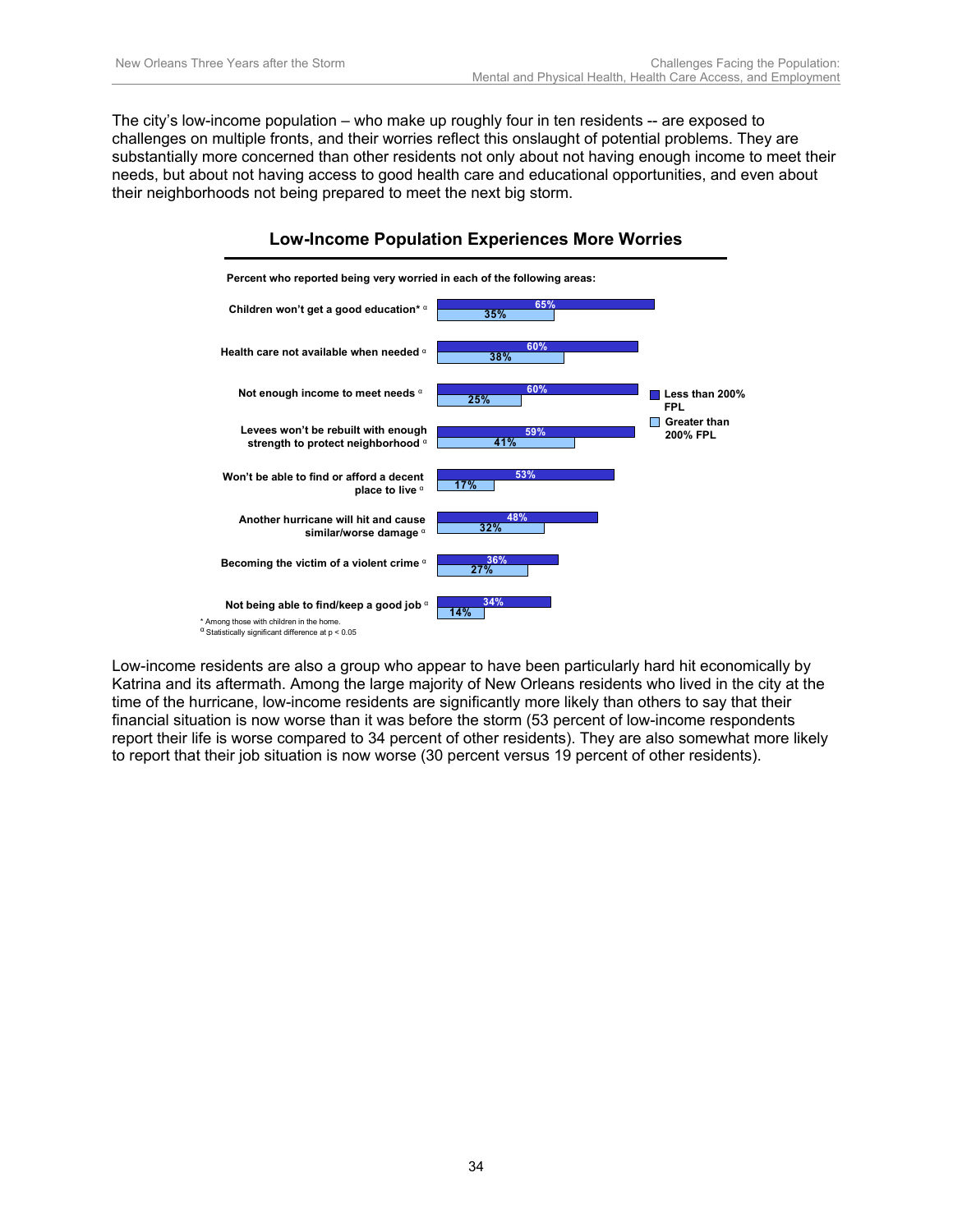The city's low-income population – who make up roughly four in ten residents -- are exposed to challenges on multiple fronts, and their worries reflect this onslaught of potential problems. They are substantially more concerned than other residents not only about not having enough income to meet their needs, but about not having access to good health care and educational opportunities, and even about their neighborhoods not being prepared to meet the next big storm.

**Low-Income Population Experiences More Worries**

**Percent who reported being very worried in each of the following areas:**

| | Less than 200% FPL | Greater than 200% FPL |
|---|---|---|
| Children won't get a good education* α | 65% | 35% |
| Health care not available when needed α | 60% | 38% |
| Not enough income to meet needs α | 60% | 25% |
| Levees won't be rebuilt with enough strength to protect neighborhood α | 59% | 41% |
| Won't be able to find or afford a decent place to live α | 53% | 17% |
| Another hurricane will hit and cause similar/worse damage α | 48% | 32% |
| Becoming the victim of a violent crime α | 36% | 27% |
| Not being able to find/keep a good job α | 34% | 14% |

\* Among those with children in the home.
α Statistically significant difference at $p < 0.05$

Low-income residents are also a group who appear to have been particularly hard hit economically by Katrina and its aftermath. Among the large majority of New Orleans residents who lived in the city at the time of the hurricane, low-income residents are significantly more likely than others to say that their financial situation is now worse than it was before the storm (53 percent of low-income respondents report their life is worse compared to 34 percent of other residents). They are also somewhat more likely to report that their job situation is now worse (30 percent versus 19 percent of other residents).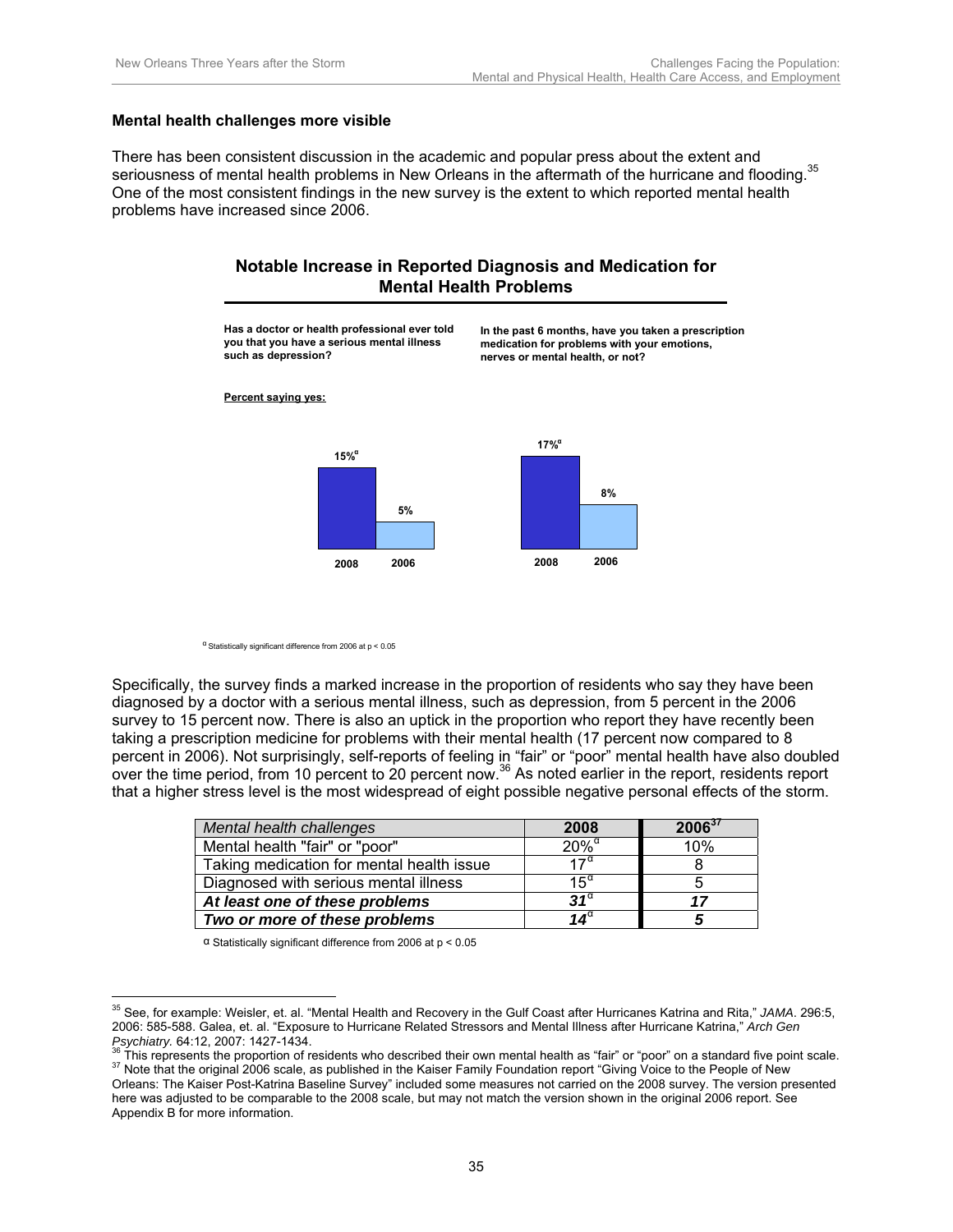**Mental health challenges more visible**

There has been consistent discussion in the academic and popular press about the extent and seriousness of mental health problems in New Orleans in the aftermath of the hurricane and flooding.[35] One of the most consistent findings in the new survey is the extent to which reported mental health problems have increased since 2006.

**Notable Increase in Reported Diagnosis and Medication for Mental Health Problems**

**Has a doctor or health professional ever told you that you have a serious mental illness such as depression?**

**In the past 6 months, have you taken a prescription medication for problems with your emotions, nerves or mental health, or not?**

**Percent saying yes:**

| | 2008 | 2006 |
|---|---|---|
| Diagnosed with serious mental illness | 15%[α] | 5% |
| Taken prescription medication | 17%[α] | 8% |

[α] Statistically significant difference from 2006 at $p < 0.05$

Specifically, the survey finds a marked increase in the proportion of residents who say they have been diagnosed by a doctor with a serious mental illness, such as depression, from 5 percent in the 2006 survey to 15 percent now. There is also an uptick in the proportion who report they have recently been taking a prescription medicine for problems with their mental health (17 percent now compared to 8 percent in 2006). Not surprisingly, self-reports of feeling in "fair" or "poor" mental health have also doubled over the time period, from 10 percent to 20 percent now.[36] As noted earlier in the report, residents report that a higher stress level is the most widespread of eight possible negative personal effects of the storm.

| *Mental health challenges* | **2008** | **2006**[37] |
|---|---|---|
| Mental health "fair" or "poor" | 20%[α] | 10% |
| Taking medication for mental health issue | 17[α] | 8 |
| Diagnosed with serious mental illness | 15[α] | 5 |
| ***At least one of these problems*** | ***31***[α] | ***17*** |
| ***Two or more of these problems*** | ***14***[α] | ***5*** |

α Statistically significant difference from 2006 at $p < 0.05$

---

[35] See, for example: Weisler, et. al. "Mental Health and Recovery in the Gulf Coast after Hurricanes Katrina and Rita," *JAMA*. 296:5, 2006: 585-588. Galea, et. al. "Exposure to Hurricane Related Stressors and Mental Illness after Hurricane Katrina," *Arch Gen Psychiatry.* 64:12, 2007: 1427-1434.

[36] This represents the proportion of residents who described their own mental health as "fair" or "poor" on a standard five point scale.

[37] Note that the original 2006 scale, as published in the Kaiser Family Foundation report "Giving Voice to the People of New Orleans: The Kaiser Post-Katrina Baseline Survey" included some measures not carried on the 2008 survey. The version presented here was adjusted to be comparable to the 2008 scale, but may not match the version shown in the original 2006 report. See Appendix B for more information.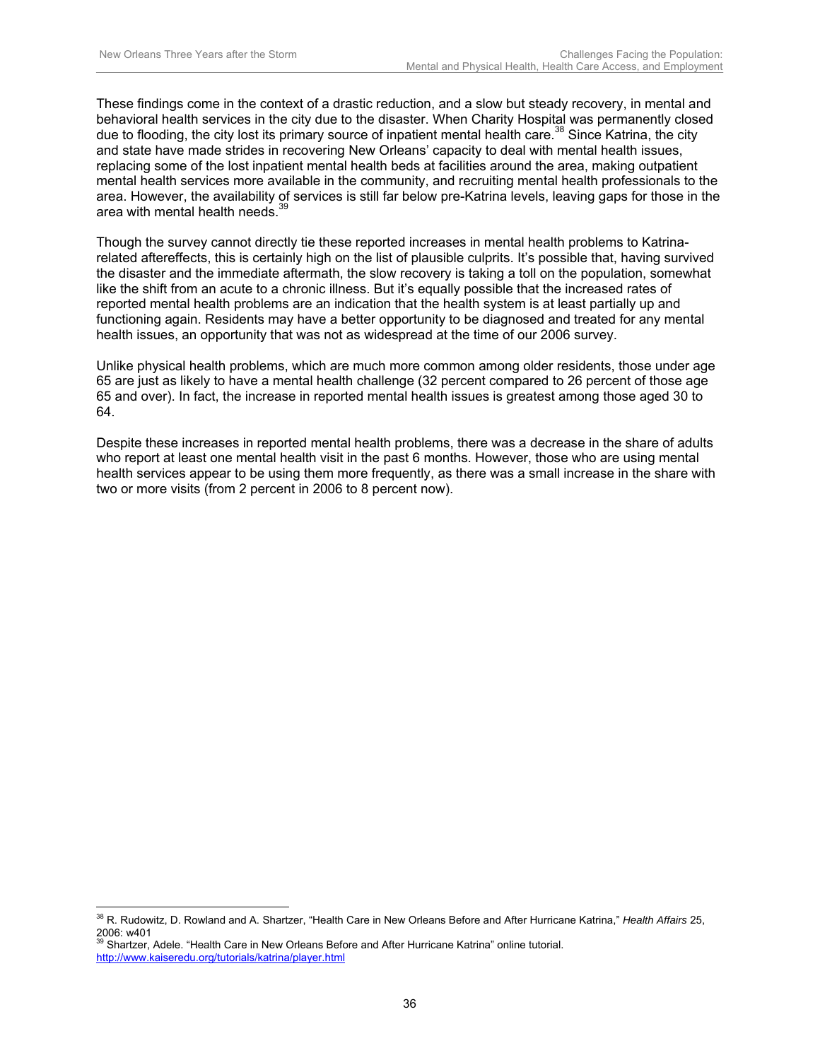These findings come in the context of a drastic reduction, and a slow but steady recovery, in mental and behavioral health services in the city due to the disaster. When Charity Hospital was permanently closed due to flooding, the city lost its primary source of inpatient mental health care.[38] Since Katrina, the city and state have made strides in recovering New Orleans' capacity to deal with mental health issues, replacing some of the lost inpatient mental health beds at facilities around the area, making outpatient mental health services more available in the community, and recruiting mental health professionals to the area. However, the availability of services is still far below pre-Katrina levels, leaving gaps for those in the area with mental health needs.[39]

Though the survey cannot directly tie these reported increases in mental health problems to Katrina-related aftereffects, this is certainly high on the list of plausible culprits. It's possible that, having survived the disaster and the immediate aftermath, the slow recovery is taking a toll on the population, somewhat like the shift from an acute to a chronic illness. But it's equally possible that the increased rates of reported mental health problems are an indication that the health system is at least partially up and functioning again. Residents may have a better opportunity to be diagnosed and treated for any mental health issues, an opportunity that was not as widespread at the time of our 2006 survey.

Unlike physical health problems, which are much more common among older residents, those under age 65 are just as likely to have a mental health challenge (32 percent compared to 26 percent of those age 65 and over). In fact, the increase in reported mental health issues is greatest among those aged 30 to 64.

Despite these increases in reported mental health problems, there was a decrease in the share of adults who report at least one mental health visit in the past 6 months. However, those who are using mental health services appear to be using them more frequently, as there was a small increase in the share with two or more visits (from 2 percent in 2006 to 8 percent now).

---

[38] R. Rudowitz, D. Rowland and A. Shartzer, "Health Care in New Orleans Before and After Hurricane Katrina," *Health Affairs* 25, 2006: w401

[39] Shartzer, Adele. "Health Care in New Orleans Before and After Hurricane Katrina" online tutorial. http://www.kaiseredu.org/tutorials/katrina/player.html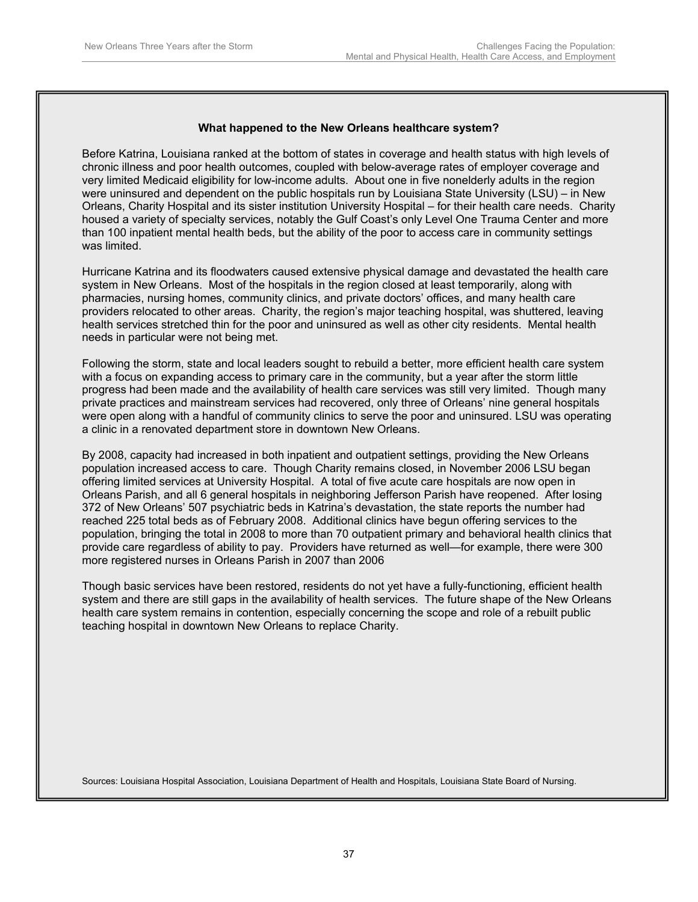### What happened to the New Orleans healthcare system?

Before Katrina, Louisiana ranked at the bottom of states in coverage and health status with high levels of chronic illness and poor health outcomes, coupled with below-average rates of employer coverage and very limited Medicaid eligibility for low-income adults. About one in five nonelderly adults in the region were uninsured and dependent on the public hospitals run by Louisiana State University (LSU) – in New Orleans, Charity Hospital and its sister institution University Hospital – for their health care needs. Charity housed a variety of specialty services, notably the Gulf Coast's only Level One Trauma Center and more than 100 inpatient mental health beds, but the ability of the poor to access care in community settings was limited.

Hurricane Katrina and its floodwaters caused extensive physical damage and devastated the health care system in New Orleans. Most of the hospitals in the region closed at least temporarily, along with pharmacies, nursing homes, community clinics, and private doctors' offices, and many health care providers relocated to other areas. Charity, the region's major teaching hospital, was shuttered, leaving health services stretched thin for the poor and uninsured as well as other city residents. Mental health needs in particular were not being met.

Following the storm, state and local leaders sought to rebuild a better, more efficient health care system with a focus on expanding access to primary care in the community, but a year after the storm little progress had been made and the availability of health care services was still very limited. Though many private practices and mainstream services had recovered, only three of Orleans' nine general hospitals were open along with a handful of community clinics to serve the poor and uninsured. LSU was operating a clinic in a renovated department store in downtown New Orleans.

By 2008, capacity had increased in both inpatient and outpatient settings, providing the New Orleans population increased access to care. Though Charity remains closed, in November 2006 LSU began offering limited services at University Hospital. A total of five acute care hospitals are now open in Orleans Parish, and all 6 general hospitals in neighboring Jefferson Parish have reopened. After losing 372 of New Orleans' 507 psychiatric beds in Katrina's devastation, the state reports the number had reached 225 total beds as of February 2008. Additional clinics have begun offering services to the population, bringing the total in 2008 to more than 70 outpatient primary and behavioral health clinics that provide care regardless of ability to pay. Providers have returned as well—for example, there were 300 more registered nurses in Orleans Parish in 2007 than 2006

Though basic services have been restored, residents do not yet have a fully-functioning, efficient health system and there are still gaps in the availability of health services. The future shape of the New Orleans health care system remains in contention, especially concerning the scope and role of a rebuilt public teaching hospital in downtown New Orleans to replace Charity.

Sources: Louisiana Hospital Association, Louisiana Department of Health and Hospitals, Louisiana State Board of Nursing.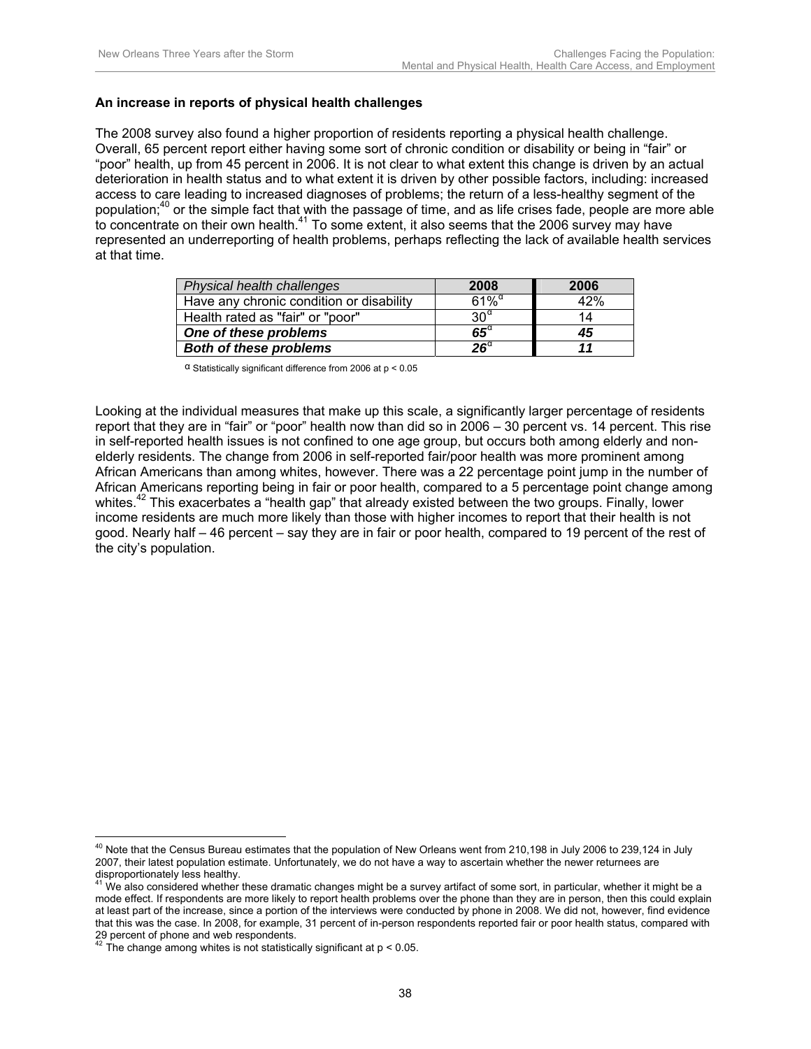**An increase in reports of physical health challenges**

The 2008 survey also found a higher proportion of residents reporting a physical health challenge. Overall, 65 percent report either having some sort of chronic condition or disability or being in "fair" or "poor" health, up from 45 percent in 2006. It is not clear to what extent this change is driven by an actual deterioration in health status and to what extent it is driven by other possible factors, including: increased access to care leading to increased diagnoses of problems; the return of a less-healthy segment of the population;[40] or the simple fact that with the passage of time, and as life crises fade, people are more able to concentrate on their own health.[41] To some extent, it also seems that the 2006 survey may have represented an underreporting of health problems, perhaps reflecting the lack of available health services at that time.

| *Physical health challenges* | 2008 | 2006 |
|---|---|---|
| Have any chronic condition or disability | 61%$^{\alpha}$ | 42% |
| Health rated as "fair" or "poor" | 30$^{\alpha}$ | 14 |
| ***One of these problems*** | ***65***$^{\alpha}$ | ***45*** |
| ***Both of these problems*** | ***26***$^{\alpha}$ | ***11*** |

$\alpha$ Statistically significant difference from 2006 at $p < 0.05$

Looking at the individual measures that make up this scale, a significantly larger percentage of residents report that they are in "fair" or "poor" health now than did so in 2006 – 30 percent vs. 14 percent. This rise in self-reported health issues is not confined to one age group, but occurs both among elderly and non-elderly residents. The change from 2006 in self-reported fair/poor health was more prominent among African Americans than among whites, however. There was a 22 percentage point jump in the number of African Americans reporting being in fair or poor health, compared to a 5 percentage point change among whites.[42] This exacerbates a "health gap" that already existed between the two groups. Finally, lower income residents are much more likely than those with higher incomes to report that their health is not good. Nearly half – 46 percent – say they are in fair or poor health, compared to 19 percent of the rest of the city's population.

---

[40] Note that the Census Bureau estimates that the population of New Orleans went from 210,198 in July 2006 to 239,124 in July 2007, their latest population estimate. Unfortunately, we do not have a way to ascertain whether the newer returnees are disproportionately less healthy.

[41] We also considered whether these dramatic changes might be a survey artifact of some sort, in particular, whether it might be a mode effect. If respondents are more likely to report health problems over the phone than they are in person, then this could explain at least part of the increase, since a portion of the interviews were conducted by phone in 2008. We did not, however, find evidence that this was the case. In 2008, for example, 31 percent of in-person respondents reported fair or poor health status, compared with 29 percent of phone and web respondents.

[42] The change among whites is not statistically significant at $p < 0.05$.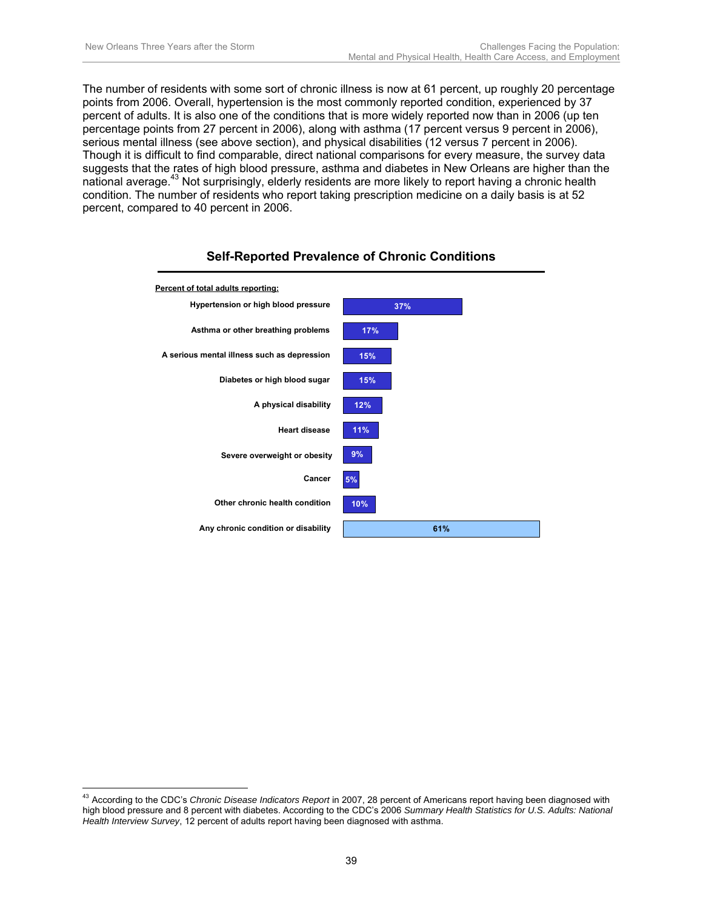The number of residents with some sort of chronic illness is now at 61 percent, up roughly 20 percentage points from 2006. Overall, hypertension is the most commonly reported condition, experienced by 37 percent of adults. It is also one of the conditions that is more widely reported now than in 2006 (up ten percentage points from 27 percent in 2006), along with asthma (17 percent versus 9 percent in 2006), serious mental illness (see above section), and physical disabilities (12 versus 7 percent in 2006). Though it is difficult to find comparable, direct national comparisons for every measure, the survey data suggests that the rates of high blood pressure, asthma and diabetes in New Orleans are higher than the national average.[43] Not surprisingly, elderly residents are more likely to report having a chronic health condition. The number of residents who report taking prescription medicine on a daily basis is at 52 percent, compared to 40 percent in 2006.

**Self-Reported Prevalence of Chronic Conditions**

| Percent of total adults reporting: | |
|---|---|
| Hypertension or high blood pressure | 37% |
| Asthma or other breathing problems | 17% |
| A serious mental illness such as depression | 15% |
| Diabetes or high blood sugar | 15% |
| A physical disability | 12% |
| Heart disease | 11% |
| Severe overweight or obesity | 9% |
| Cancer | 5% |
| Other chronic health condition | 10% |
| Any chronic condition or disability | 61% |

[43] According to the CDC's *Chronic Disease Indicators Report* in 2007, 28 percent of Americans report having been diagnosed with high blood pressure and 8 percent with diabetes. According to the CDC's 2006 *Summary Health Statistics for U.S. Adults: National Health Interview Survey*, 12 percent of adults report having been diagnosed with asthma.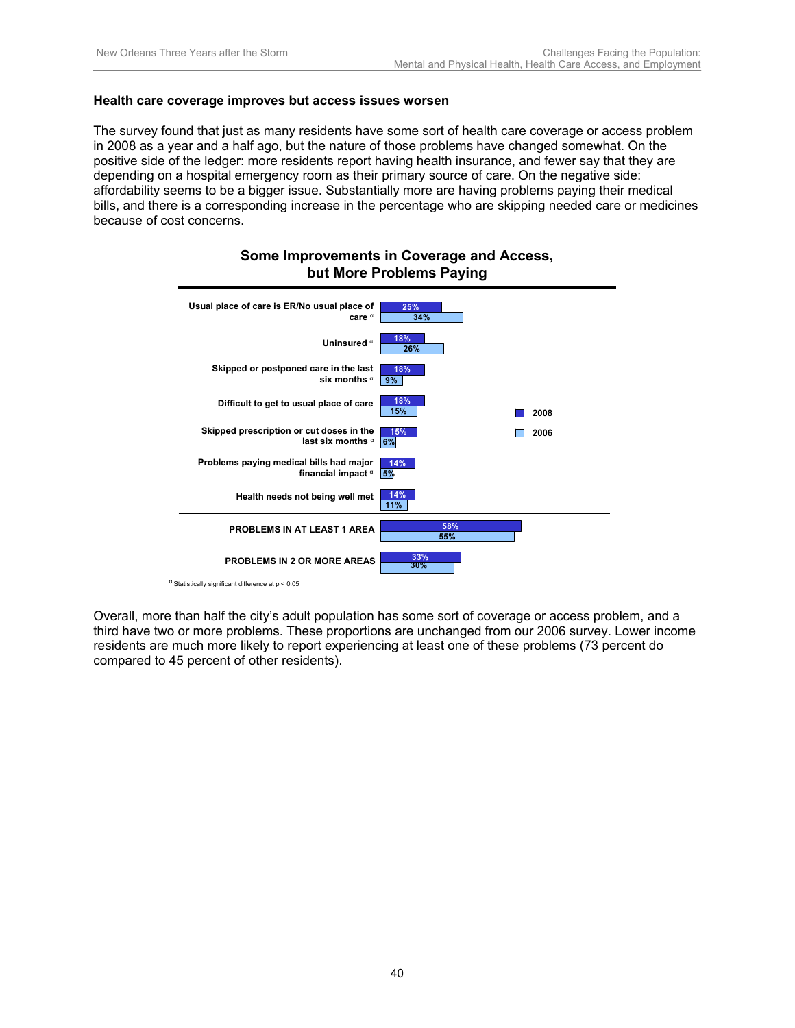### Health care coverage improves but access issues worsen

The survey found that just as many residents have some sort of health care coverage or access problem in 2008 as a year and a half ago, but the nature of those problems have changed somewhat. On the positive side of the ledger: more residents report having health insurance, and fewer say that they are depending on a hospital emergency room as their primary source of care. On the negative side: affordability seems to be a bigger issue. Substantially more are having problems paying their medical bills, and there is a corresponding increase in the percentage who are skipping needed care or medicines because of cost concerns.

**Some Improvements in Coverage and Access, but More Problems Paying**

| | 2008 | 2006 |
|---|---|---|
| Usual place of care is ER/No usual place of care [α] | 25% | 34% |
| Uninsured [α] | 18% | 26% |
| Skipped or postponed care in the last six months [α] | 18% | 9% |
| Difficult to get to usual place of care | 18% | 15% |
| Skipped prescription or cut doses in the last six months [α] | 15% | 6% |
| Problems paying medical bills had major financial impact [α] | 14% | 5% |
| Health needs not being well met | 14% | 11% |
| PROBLEMS IN AT LEAST 1 AREA | 58% | 55% |
| PROBLEMS IN 2 OR MORE AREAS | 33% | 30% |

[α] Statistically significant difference at $p < 0.05$

Overall, more than half the city's adult population has some sort of coverage or access problem, and a third have two or more problems. These proportions are unchanged from our 2006 survey. Lower income residents are much more likely to report experiencing at least one of these problems (73 percent do compared to 45 percent of other residents).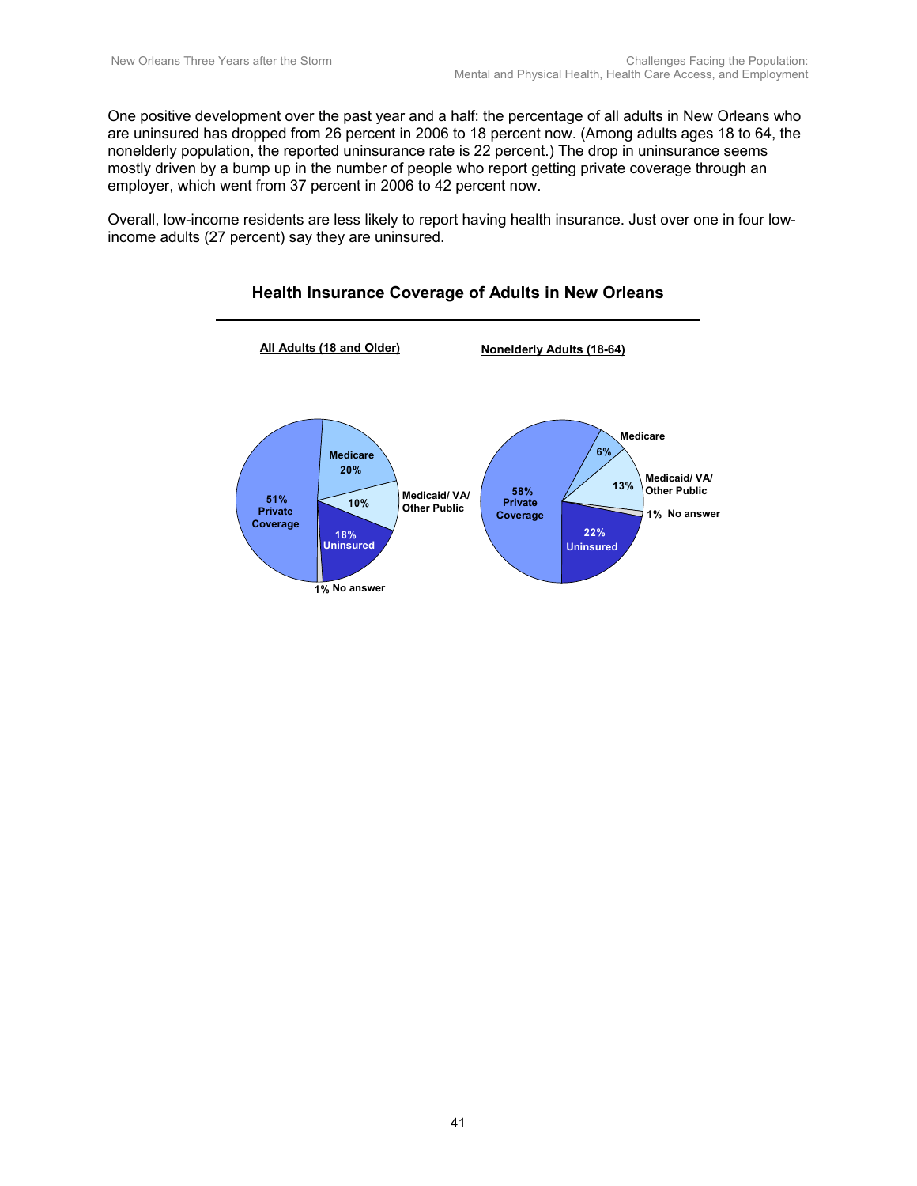One positive development over the past year and a half: the percentage of all adults in New Orleans who are uninsured has dropped from 26 percent in 2006 to 18 percent now. (Among adults ages 18 to 64, the nonelderly population, the reported uninsurance rate is 22 percent.) The drop in uninsurance seems mostly driven by a bump up in the number of people who report getting private coverage through an employer, which went from 37 percent in 2006 to 42 percent now.

Overall, low-income residents are less likely to report having health insurance. Just over one in four low-income adults (27 percent) say they are uninsured.

### Health Insurance Coverage of Adults in New Orleans

| Coverage | All Adults (18 and Older) | Nonelderly Adults (18-64) |
|---|---|---|
| Private Coverage | 51% | 58% |
| Medicare | 20% | 6% |
| Medicaid/ VA/ Other Public | 10% | 13% |
| Uninsured | 18% | 22% |
| No answer | 1% | 1% |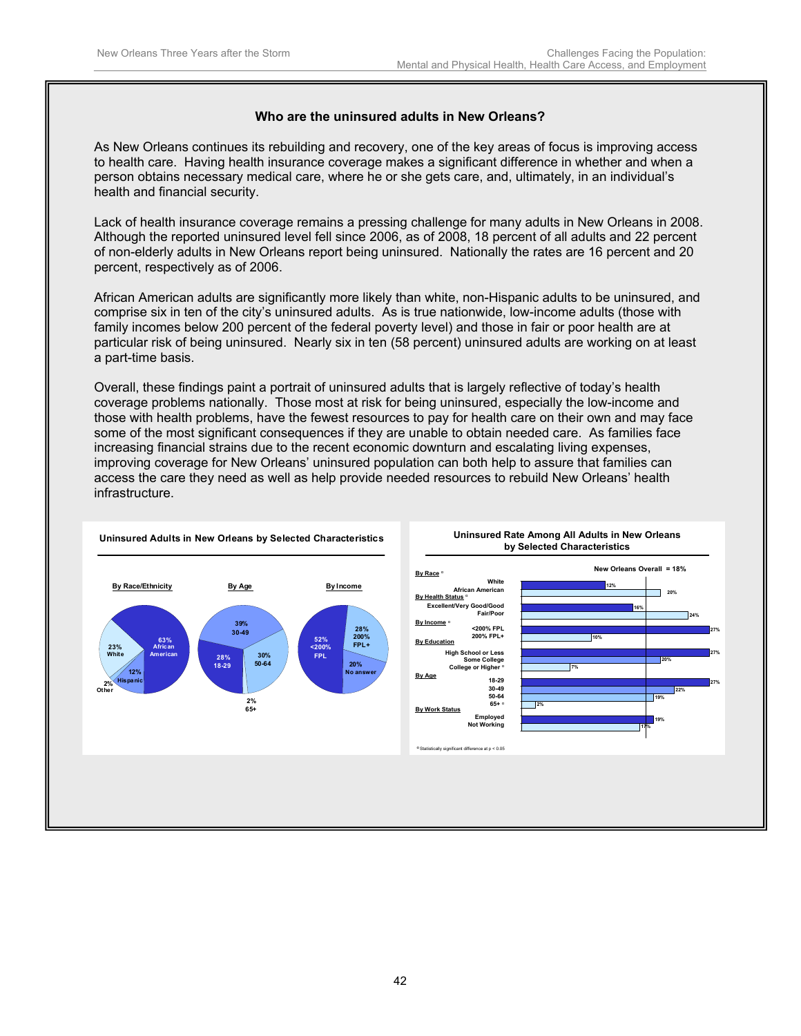### Who are the uninsured adults in New Orleans?

As New Orleans continues its rebuilding and recovery, one of the key areas of focus is improving access to health care. Having health insurance coverage makes a significant difference in whether and when a person obtains necessary medical care, where he or she gets care, and, ultimately, in an individual's health and financial security.

Lack of health insurance coverage remains a pressing challenge for many adults in New Orleans in 2008. Although the reported uninsured level fell since 2006, as of 2008, 18 percent of all adults and 22 percent of non-elderly adults in New Orleans report being uninsured. Nationally the rates are 16 percent and 20 percent, respectively as of 2006.

African American adults are significantly more likely than white, non-Hispanic adults to be uninsured, and comprise six in ten of the city's uninsured adults. As is true nationwide, low-income adults (those with family incomes below 200 percent of the federal poverty level) and those in fair or poor health are at particular risk of being uninsured. Nearly six in ten (58 percent) uninsured adults are working on at least a part-time basis.

Overall, these findings paint a portrait of uninsured adults that is largely reflective of today's health coverage problems nationally. Those most at risk for being uninsured, especially the low-income and those with health problems, have the fewest resources to pay for health care on their own and may face some of the most significant consequences if they are unable to obtain needed care. As families face increasing financial strains due to the recent economic downturn and escalating living expenses, improving coverage for New Orleans' uninsured population can both help to assure that families can access the care they need as well as help provide needed resources to rebuild New Orleans' health infrastructure.

**Uninsured Adults in New Orleans by Selected Characteristics**

| By Race/Ethnicity | | By Age | | By Income | |
|---|---|---|---|---|---|
| African American | 63% | 18-29 | 28% | <200% FPL | 52% |
| White | 23% | 30-49 | 39% | 200% FPL+ | 28% |
| Hispanic | 12% | 50-64 | 30% | No answer | 20% |
| Other | 2% | 65+ | 2% | | |

**Uninsured Rate Among All Adults in New Orleans by Selected Characteristics**

New Orleans Overall = 18%

| Characteristic | Uninsured Rate |
|---|---|
| **By Race** ¤ | |
| White | 12% |
| African American | 20% |
| **By Health Status** ¤ | |
| Excellent/Very Good/Good | 16% |
| Fair/Poor | 24% |
| **By Income** ¤ | |
| <200% FPL | 27% |
| 200% FPL+ | 10% |
| **By Education** | |
| High School or Less | 27% |
| Some College | 20% |
| College or Higher ¤ | 7% |
| **By Age** | |
| 18-29 | 27% |
| 30-49 | 22% |
| 50-64 | 19% |
| 65+ ¤ | 2% |
| **By Work Status** | |
| Employed | 19% |
| Not Working | 17% |

¤ Statistically significant difference at $p < 0.05$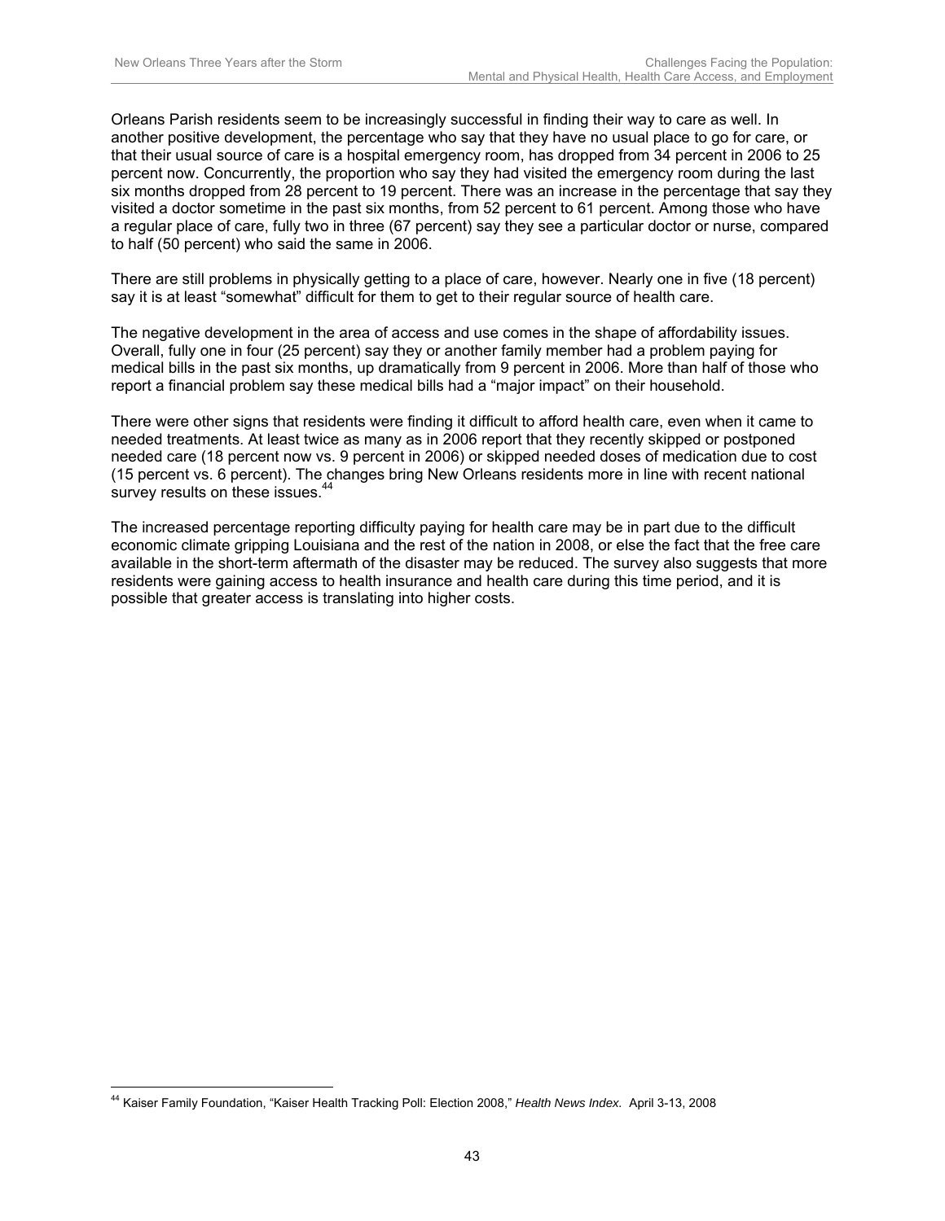Orleans Parish residents seem to be increasingly successful in finding their way to care as well. In another positive development, the percentage who say that they have no usual place to go for care, or that their usual source of care is a hospital emergency room, has dropped from 34 percent in 2006 to 25 percent now. Concurrently, the proportion who say they had visited the emergency room during the last six months dropped from 28 percent to 19 percent. There was an increase in the percentage that say they visited a doctor sometime in the past six months, from 52 percent to 61 percent. Among those who have a regular place of care, fully two in three (67 percent) say they see a particular doctor or nurse, compared to half (50 percent) who said the same in 2006.

There are still problems in physically getting to a place of care, however. Nearly one in five (18 percent) say it is at least "somewhat" difficult for them to get to their regular source of health care.

The negative development in the area of access and use comes in the shape of affordability issues. Overall, fully one in four (25 percent) say they or another family member had a problem paying for medical bills in the past six months, up dramatically from 9 percent in 2006. More than half of those who report a financial problem say these medical bills had a "major impact" on their household.

There were other signs that residents were finding it difficult to afford health care, even when it came to needed treatments. At least twice as many as in 2006 report that they recently skipped or postponed needed care (18 percent now vs. 9 percent in 2006) or skipped needed doses of medication due to cost (15 percent vs. 6 percent). The changes bring New Orleans residents more in line with recent national survey results on these issues.[44]

The increased percentage reporting difficulty paying for health care may be in part due to the difficult economic climate gripping Louisiana and the rest of the nation in 2008, or else the fact that the free care available in the short-term aftermath of the disaster may be reduced. The survey also suggests that more residents were gaining access to health insurance and health care during this time period, and it is possible that greater access is translating into higher costs.

---

[44] Kaiser Family Foundation, "Kaiser Health Tracking Poll: Election 2008," *Health News Index.* April 3-13, 2008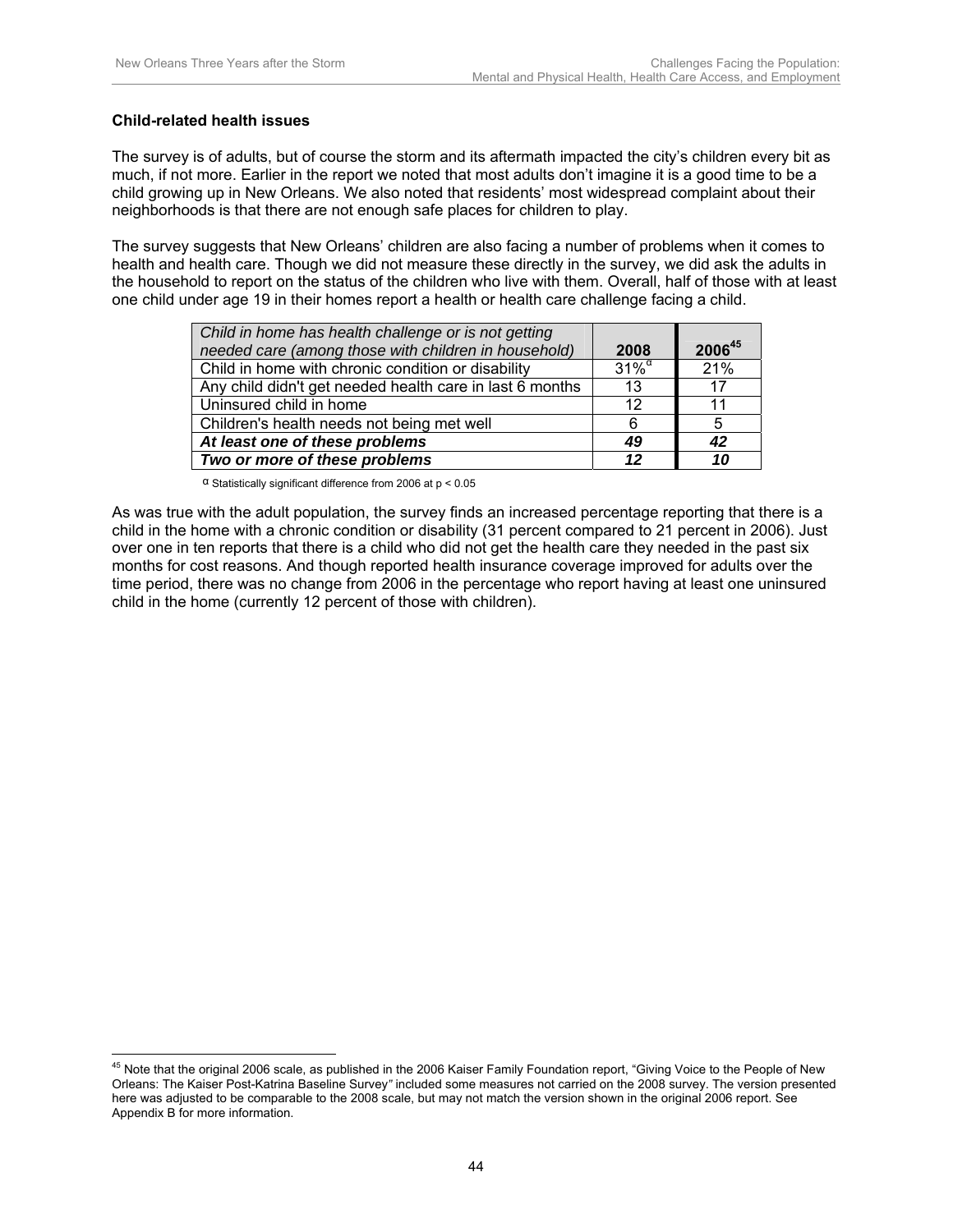**Child-related health issues**

The survey is of adults, but of course the storm and its aftermath impacted the city's children every bit as much, if not more. Earlier in the report we noted that most adults don't imagine it is a good time to be a child growing up in New Orleans. We also noted that residents' most widespread complaint about their neighborhoods is that there are not enough safe places for children to play.

The survey suggests that New Orleans' children are also facing a number of problems when it comes to health and health care. Though we did not measure these directly in the survey, we did ask the adults in the household to report on the status of the children who live with them. Overall, half of those with at least one child under age 19 in their homes report a health or health care challenge facing a child.

| *Child in home has health challenge or is not getting needed care (among those with children in household)* | **2008** | **2006[45]** |
|---|---|---|
| Child in home with chronic condition or disability | 31%[α] | 21% |
| Any child didn't get needed health care in last 6 months | 13 | 17 |
| Uninsured child in home | 12 | 11 |
| Children's health needs not being met well | 6 | 5 |
| ***At least one of these problems*** | ***49*** | ***42*** |
| ***Two or more of these problems*** | ***12*** | ***10*** |

α Statistically significant difference from 2006 at $p < 0.05$

As was true with the adult population, the survey finds an increased percentage reporting that there is a child in the home with a chronic condition or disability (31 percent compared to 21 percent in 2006). Just over one in ten reports that there is a child who did not get the health care they needed in the past six months for cost reasons. And though reported health insurance coverage improved for adults over the time period, there was no change from 2006 in the percentage who report having at least one uninsured child in the home (currently 12 percent of those with children).

[45] Note that the original 2006 scale, as published in the 2006 Kaiser Family Foundation report, "Giving Voice to the People of New Orleans: The Kaiser Post-Katrina Baseline Survey" included some measures not carried on the 2008 survey. The version presented here was adjusted to be comparable to the 2008 scale, but may not match the version shown in the original 2006 report. See Appendix B for more information.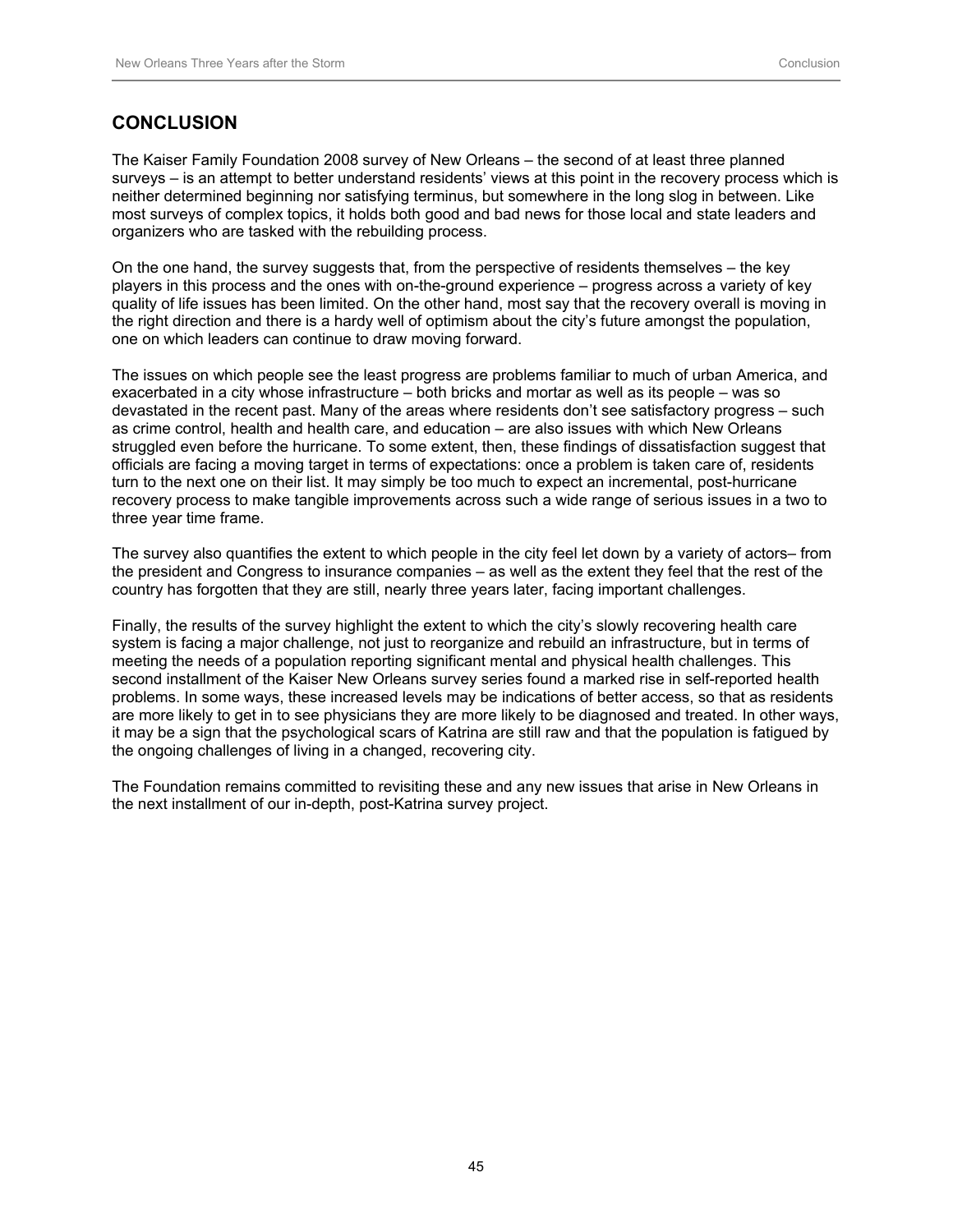## CONCLUSION

The Kaiser Family Foundation 2008 survey of New Orleans – the second of at least three planned surveys – is an attempt to better understand residents' views at this point in the recovery process which is neither determined beginning nor satisfying terminus, but somewhere in the long slog in between. Like most surveys of complex topics, it holds both good and bad news for those local and state leaders and organizers who are tasked with the rebuilding process.

On the one hand, the survey suggests that, from the perspective of residents themselves – the key players in this process and the ones with on-the-ground experience – progress across a variety of key quality of life issues has been limited. On the other hand, most say that the recovery overall is moving in the right direction and there is a hardy well of optimism about the city's future amongst the population, one on which leaders can continue to draw moving forward.

The issues on which people see the least progress are problems familiar to much of urban America, and exacerbated in a city whose infrastructure – both bricks and mortar as well as its people – was so devastated in the recent past. Many of the areas where residents don't see satisfactory progress – such as crime control, health and health care, and education – are also issues with which New Orleans struggled even before the hurricane. To some extent, then, these findings of dissatisfaction suggest that officials are facing a moving target in terms of expectations: once a problem is taken care of, residents turn to the next one on their list. It may simply be too much to expect an incremental, post-hurricane recovery process to make tangible improvements across such a wide range of serious issues in a two to three year time frame.

The survey also quantifies the extent to which people in the city feel let down by a variety of actors– from the president and Congress to insurance companies – as well as the extent they feel that the rest of the country has forgotten that they are still, nearly three years later, facing important challenges.

Finally, the results of the survey highlight the extent to which the city's slowly recovering health care system is facing a major challenge, not just to reorganize and rebuild an infrastructure, but in terms of meeting the needs of a population reporting significant mental and physical health challenges. This second installment of the Kaiser New Orleans survey series found a marked rise in self-reported health problems. In some ways, these increased levels may be indications of better access, so that as residents are more likely to get in to see physicians they are more likely to be diagnosed and treated. In other ways, it may be a sign that the psychological scars of Katrina are still raw and that the population is fatigued by the ongoing challenges of living in a changed, recovering city.

The Foundation remains committed to revisiting these and any new issues that arise in New Orleans in the next installment of our in-depth, post-Katrina survey project.